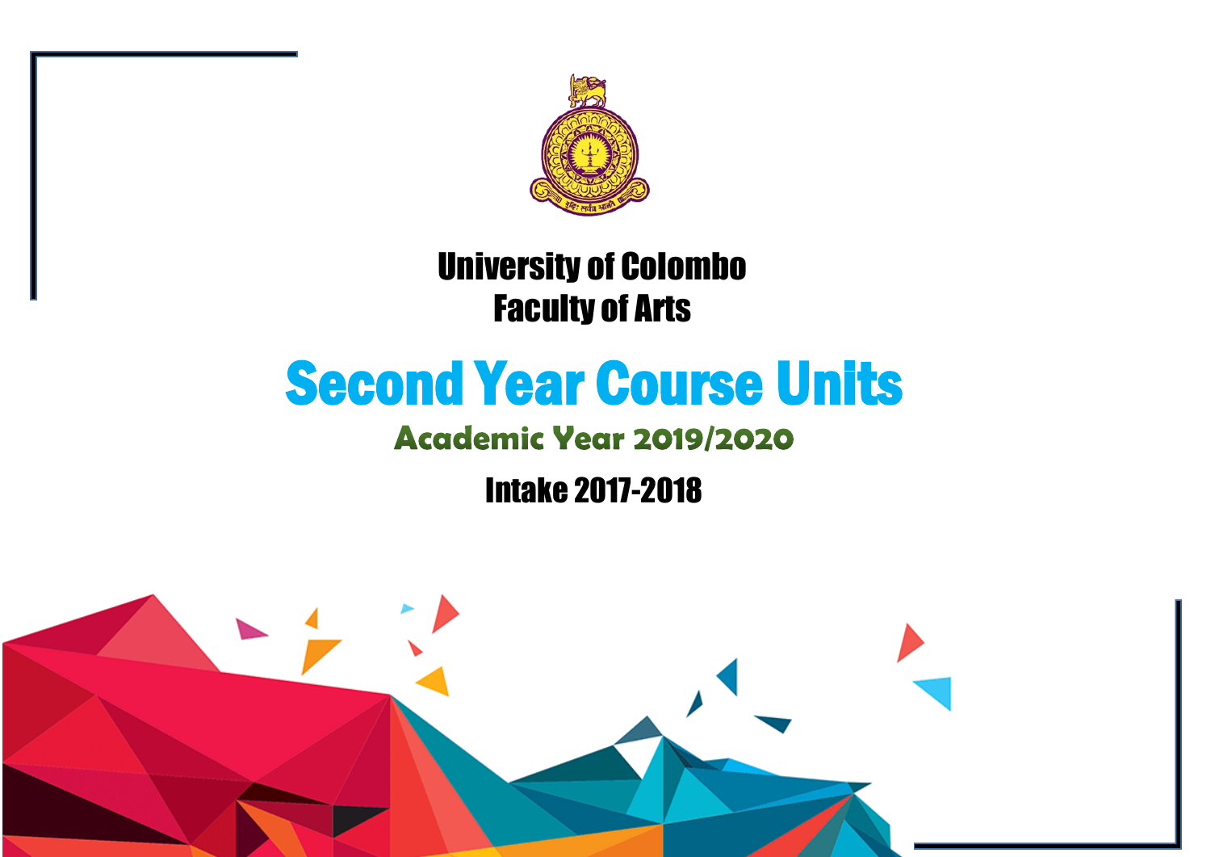# University of Colombo
# Faculty of Arts

# Second Year Course Units

## Academic Year 2019/2020

## Intake 2017-2018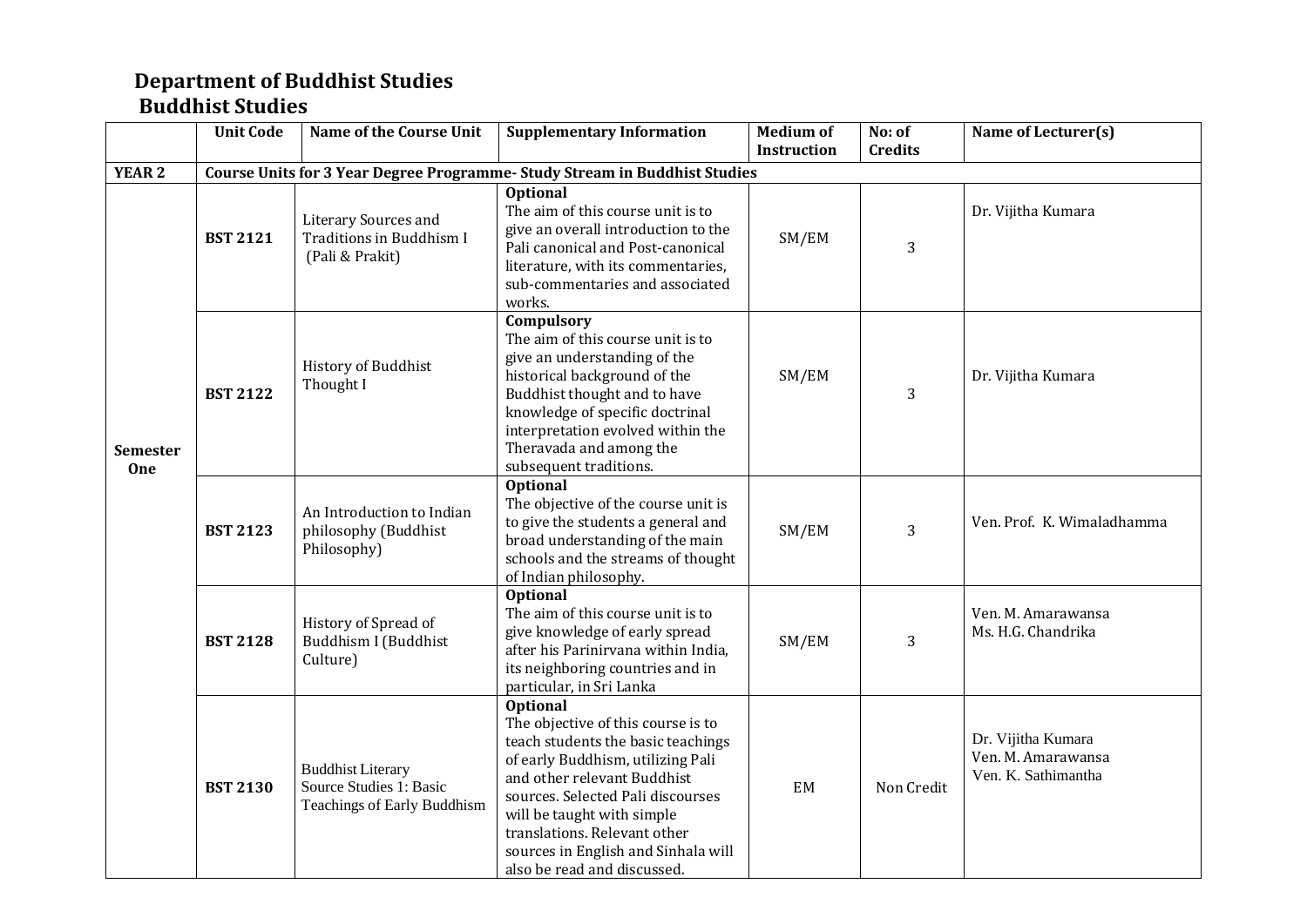# Department of Buddhist Studies

## Buddhist Studies

| | Unit Code | Name of the Course Unit | Supplementary Information | Medium of Instruction | No: of Credits | Name of Lecturer(s) |
|---|---|---|---|---|---|---|
| **YEAR 2** | **Course Units for 3 Year Degree Programme- Study Stream in Buddhist Studies** | | | | | |
| **Semester One** | **BST 2121** | Literary Sources and Traditions in Buddhism I (Pali & Prakit) | **Optional** The aim of this course unit is to give an overall introduction to the Pali canonical and Post-canonical literature, with its commentaries, sub-commentaries and associated works. | SM/EM | 3 | Dr. Vijitha Kumara |
| | **BST 2122** | History of Buddhist Thought I | **Compulsory** The aim of this course unit is to give an understanding of the historical background of the Buddhist thought and to have knowledge of specific doctrinal interpretation evolved within the Theravada and among the subsequent traditions. | SM/EM | 3 | Dr. Vijitha Kumara |
| | **BST 2123** | An Introduction to Indian philosophy (Buddhist Philosophy) | **Optional** The objective of the course unit is to give the students a general and broad understanding of the main schools and the streams of thought of Indian philosophy. | SM/EM | 3 | Ven. Prof. K. Wimaladhamma |
| | **BST 2128** | History of Spread of Buddhism I (Buddhist Culture) | **Optional** The aim of this course unit is to give knowledge of early spread after his Parinirvana within India, its neighboring countries and in particular, in Sri Lanka | SM/EM | 3 | Ven. M. Amarawansa<br>Ms. H.G. Chandrika |
| | **BST 2130** | Buddhist Literary Source Studies 1: Basic Teachings of Early Buddhism | **Optional** The objective of this course is to teach students the basic teachings of early Buddhism, utilizing Pali and other relevant Buddhist sources. Selected Pali discourses will be taught with simple translations. Relevant other sources in English and Sinhala will also be read and discussed. | EM | Non Credit | Dr. Vijitha Kumara<br>Ven. M. Amarawansa<br>Ven. K. Sathimantha |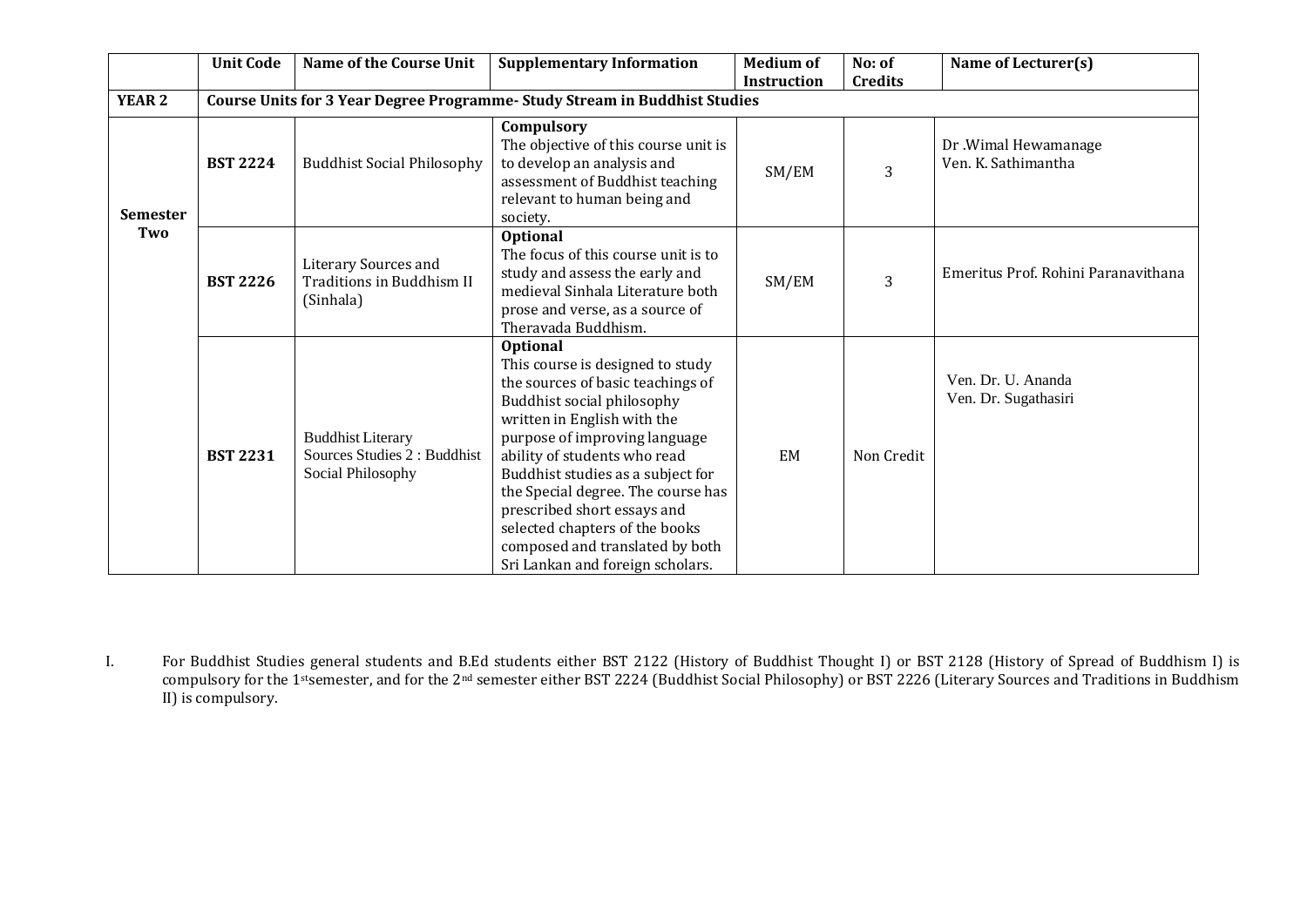| | Unit Code | Name of the Course Unit | Supplementary Information | Medium of Instruction | No: of Credits | Name of Lecturer(s) |
|---|---|---|---|---|---|---|
| **YEAR 2** | **Course Units for 3 Year Degree Programme- Study Stream in Buddhist Studies** | | | | | |
| **Semester Two** | **BST 2224** | Buddhist Social Philosophy | **Compulsory**<br>The objective of this course unit is to develop an analysis and assessment of Buddhist teaching relevant to human being and society. | SM/EM | 3 | Dr .Wimal Hewamanage<br>Ven. K. Sathimantha |
| | **BST 2226** | Literary Sources and Traditions in Buddhism II (Sinhala) | **Optional**<br>The focus of this course unit is to study and assess the early and medieval Sinhala Literature both prose and verse, as a source of Theravada Buddhism. | SM/EM | 3 | Emeritus Prof. Rohini Paranavithana |
| | **BST 2231** | Buddhist Literary Sources Studies 2 : Buddhist Social Philosophy | **Optional**<br>This course is designed to study the sources of basic teachings of Buddhist social philosophy written in English with the purpose of improving language ability of students who read Buddhist studies as a subject for the Special degree. The course has prescribed short essays and selected chapters of the books composed and translated by both Sri Lankan and foreign scholars. | EM | Non Credit | Ven. Dr. U. Ananda<br>Ven. Dr. Sugathasiri |

I. For Buddhist Studies general students and B.Ed students either BST 2122 (History of Buddhist Thought I) or BST 2128 (History of Spread of Buddhism I) is compulsory for the 1st semester, and for the 2nd semester either BST 2224 (Buddhist Social Philosophy) or BST 2226 (Literary Sources and Traditions in Buddhism II) is compulsory.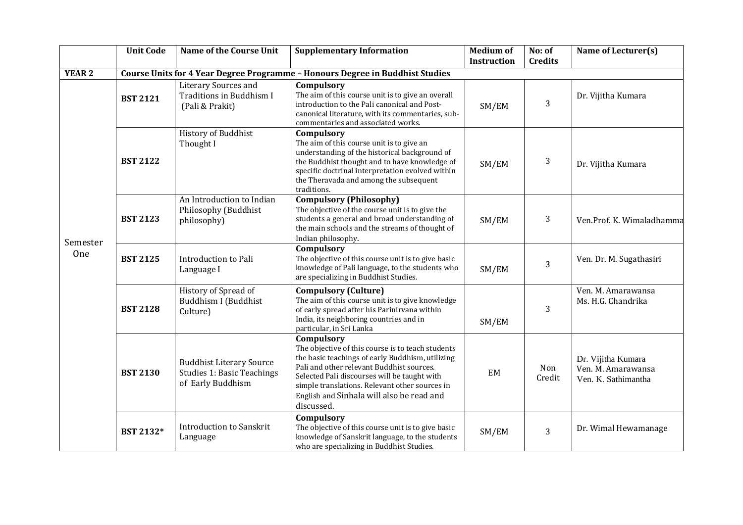| | Unit Code | Name of the Course Unit | Supplementary Information | Medium of Instruction | No: of Credits | Name of Lecturer(s) |
|---|---|---|---|---|---|---|
| **YEAR 2** | **Course Units for 4 Year Degree Programme – Honours Degree in Buddhist Studies** | | | | | |
| Semester One | **BST 2121** | Literary Sources and Traditions in Buddhism I (Pali & Prakit) | **Compulsory** The aim of this course unit is to give an overall introduction to the Pali canonical and Post-canonical literature, with its commentaries, sub-commentaries and associated works. | SM/EM | 3 | Dr. Vijitha Kumara |
| | **BST 2122** | History of Buddhist Thought I | **Compulsory** The aim of this course unit is to give an understanding of the historical background of the Buddhist thought and to have knowledge of specific doctrinal interpretation evolved within the Theravada and among the subsequent traditions. | SM/EM | 3 | Dr. Vijitha Kumara |
| | **BST 2123** | An Introduction to Indian Philosophy (Buddhist philosophy) | **Compulsory (Philosophy)** The objective of the course unit is to give the students a general and broad understanding of the main schools and the streams of thought of Indian philosophy. | SM/EM | 3 | Ven.Prof. K. Wimaladhamma |
| | **BST 2125** | Introduction to Pali Language I | **Compulsory** The objective of this course unit is to give basic knowledge of Pali language, to the students who are specializing in Buddhist Studies. | SM/EM | 3 | Ven. Dr. M. Sugathasiri |
| | **BST 2128** | History of Spread of Buddhism I (Buddhist Culture) | **Compulsory (Culture)** The aim of this course unit is to give knowledge of early spread after his Parinirvana within India, its neighboring countries and in particular, in Sri Lanka | SM/EM | 3 | Ven. M. Amarawansa<br>Ms. H.G. Chandrika |
| | **BST 2130** | Buddhist Literary Source Studies 1: Basic Teachings of Early Buddhism | **Compulsory** The objective of this course is to teach students the basic teachings of early Buddhism, utilizing Pali and other relevant Buddhist sources. Selected Pali discourses will be taught with simple translations. Relevant other sources in English and Sinhala will also be read and discussed. | EM | Non Credit | Dr. Vijitha Kumara<br>Ven. M. Amarawansa<br>Ven. K. Sathimantha |
| | **BST 2132*** | Introduction to Sanskrit Language | **Compulsory** The objective of this course unit is to give basic knowledge of Sanskrit language, to the students who are specializing in Buddhist Studies. | SM/EM | 3 | Dr. Wimal Hewamanage |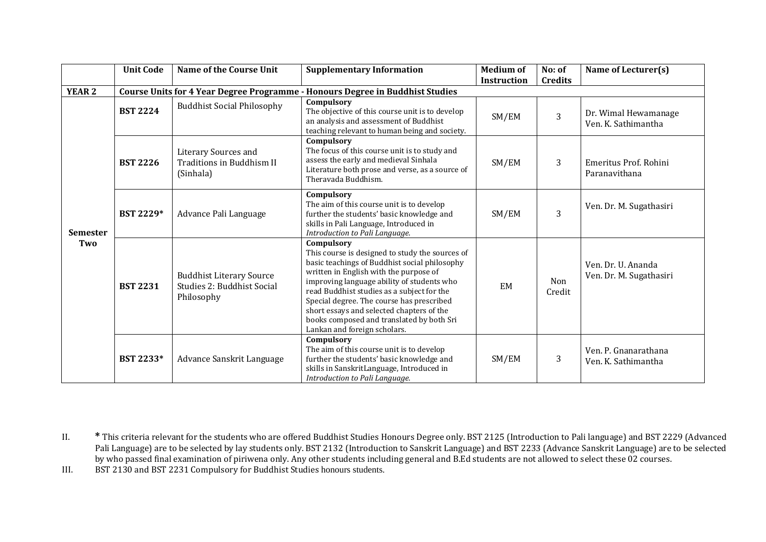| | Unit Code | Name of the Course Unit | Supplementary Information | Medium of Instruction | No: of Credits | Name of Lecturer(s) |
|---|---|---|---|---|---|---|
| **YEAR 2** | **Course Units for 4 Year Degree Programme - Honours Degree in Buddhist Studies** | | | | | |
| **Semester Two** | **BST 2224** | Buddhist Social Philosophy | **Compulsory** The objective of this course unit is to develop an analysis and assessment of Buddhist teaching relevant to human being and society. | SM/EM | 3 | Dr. Wimal Hewamanage Ven. K. Sathimantha |
| | **BST 2226** | Literary Sources and Traditions in Buddhism II (Sinhala) | **Compulsory** The focus of this course unit is to study and assess the early and medieval Sinhala Literature both prose and verse, as a source of Theravada Buddhism. | SM/EM | 3 | Emeritus Prof. Rohini Paranavithana |
| | **BST 2229*** | Advance Pali Language | **Compulsory** The aim of this course unit is to develop further the students' basic knowledge and skills in Pali Language, Introduced in *Introduction to Pali Language.* | SM/EM | 3 | Ven. Dr. M. Sugathasiri |
| | **BST 2231** | Buddhist Literary Source Studies 2: Buddhist Social Philosophy | **Compulsory** This course is designed to study the sources of basic teachings of Buddhist social philosophy written in English with the purpose of improving language ability of students who read Buddhist studies as a subject for the Special degree. The course has prescribed short essays and selected chapters of the books composed and translated by both Sri Lankan and foreign scholars. | EM | Non Credit | Ven. Dr. U. Ananda Ven. Dr. M. Sugathasiri |
| | **BST 2233*** | Advance Sanskrit Language | **Compulsory** The aim of this course unit is to develop further the students' basic knowledge and skills in SanskritLanguage, Introduced in *Introduction to Pali Language.* | SM/EM | 3 | Ven. P. Gnanarathana Ven. K. Sathimantha |

II. **\*** This criteria relevant for the students who are offered Buddhist Studies Honours Degree only. BST 2125 (Introduction to Pali language) and BST 2229 (Advanced Pali Language) are to be selected by lay students only. BST 2132 (Introduction to Sanskrit Language) and BST 2233 (Advance Sanskrit Language) are to be selected by who passed final examination of piriwena only. Any other students including general and B.Ed students are not allowed to select these 02 courses.

III. BST 2130 and BST 2231 Compulsory for Buddhist Studies honours students.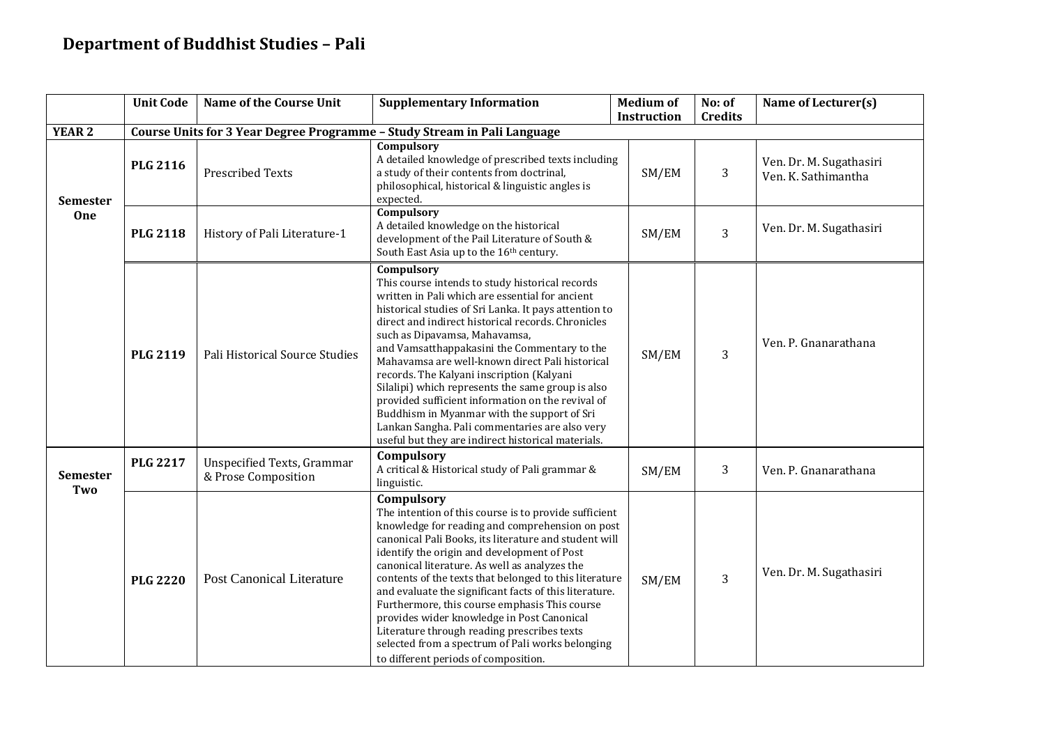## Department of Buddhist Studies – Pali

| | Unit Code | Name of the Course Unit | Supplementary Information | Medium of Instruction | No: of Credits | Name of Lecturer(s) |
|---|---|---|---|---|---|---|
| **YEAR 2** | **Course Units for 3 Year Degree Programme – Study Stream in Pali Language** | | | | | |
| **Semester One** | **PLG 2116** | Prescribed Texts | **Compulsory** A detailed knowledge of prescribed texts including a study of their contents from doctrinal, philosophical, historical & linguistic angles is expected. | SM/EM | 3 | Ven. Dr. M. Sugathasiri Ven. K. Sathimantha |
| | **PLG 2118** | History of Pali Literature-1 | **Compulsory** A detailed knowledge on the historical development of the Pail Literature of South & South East Asia up to the 16th century. | SM/EM | 3 | Ven. Dr. M. Sugathasiri |
| | **PLG 2119** | Pali Historical Source Studies | **Compulsory** This course intends to study historical records written in Pali which are essential for ancient historical studies of Sri Lanka. It pays attention to direct and indirect historical records. Chronicles such as Dipavamsa, Mahavamsa, and Vamsatthappakasini the Commentary to the Mahavamsa are well-known direct Pali historical records. The Kalyani inscription (Kalyani Silalipi) which represents the same group is also provided sufficient information on the revival of Buddhism in Myanmar with the support of Sri Lankan Sangha. Pali commentaries are also very useful but they are indirect historical materials. | SM/EM | 3 | Ven. P. Gnanarathana |
| **Semester Two** | **PLG 2217** | Unspecified Texts, Grammar & Prose Composition | **Compulsory** A critical & Historical study of Pali grammar & linguistic. | SM/EM | 3 | Ven. P. Gnanarathana |
| | **PLG 2220** | Post Canonical Literature | **Compulsory** The intention of this course is to provide sufficient knowledge for reading and comprehension on post canonical Pali Books, its literature and student will identify the origin and development of Post canonical literature. As well as analyzes the contents of the texts that belonged to this literature and evaluate the significant facts of this literature. Furthermore, this course emphasis This course provides wider knowledge in Post Canonical Literature through reading prescribes texts selected from a spectrum of Pali works belonging to different periods of composition. | SM/EM | 3 | Ven. Dr. M. Sugathasiri |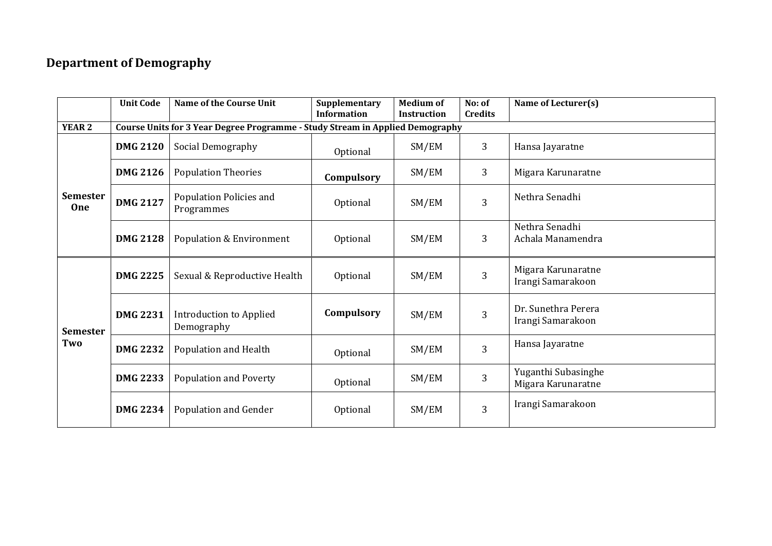## Department of Demography

| | Unit Code | Name of the Course Unit | Supplementary Information | Medium of Instruction | No: of Credits | Name of Lecturer(s) |
|---|---|---|---|---|---|---|
| **YEAR 2** | **Course Units for 3 Year Degree Programme - Study Stream in Applied Demography** | | | | | |
| **Semester One** | **DMG 2120** | Social Demography | Optional | SM/EM | 3 | Hansa Jayaratne |
| | **DMG 2126** | Population Theories | **Compulsory** | SM/EM | 3 | Migara Karunaratne |
| | **DMG 2127** | Population Policies and Programmes | Optional | SM/EM | 3 | Nethra Senadhi |
| | **DMG 2128** | Population & Environment | Optional | SM/EM | 3 | Nethra Senadhi<br>Achala Manamendra |
| **Semester Two** | **DMG 2225** | Sexual & Reproductive Health | Optional | SM/EM | 3 | Migara Karunaratne<br>Irangi Samarakoon |
| | **DMG 2231** | Introduction to Applied Demography | **Compulsory** | SM/EM | 3 | Dr. Sunethra Perera<br>Irangi Samarakoon |
| | **DMG 2232** | Population and Health | Optional | SM/EM | 3 | Hansa Jayaratne |
| | **DMG 2233** | Population and Poverty | Optional | SM/EM | 3 | Yuganthi Subasinghe<br>Migara Karunaratne |
| | **DMG 2234** | Population and Gender | Optional | SM/EM | 3 | Irangi Samarakoon |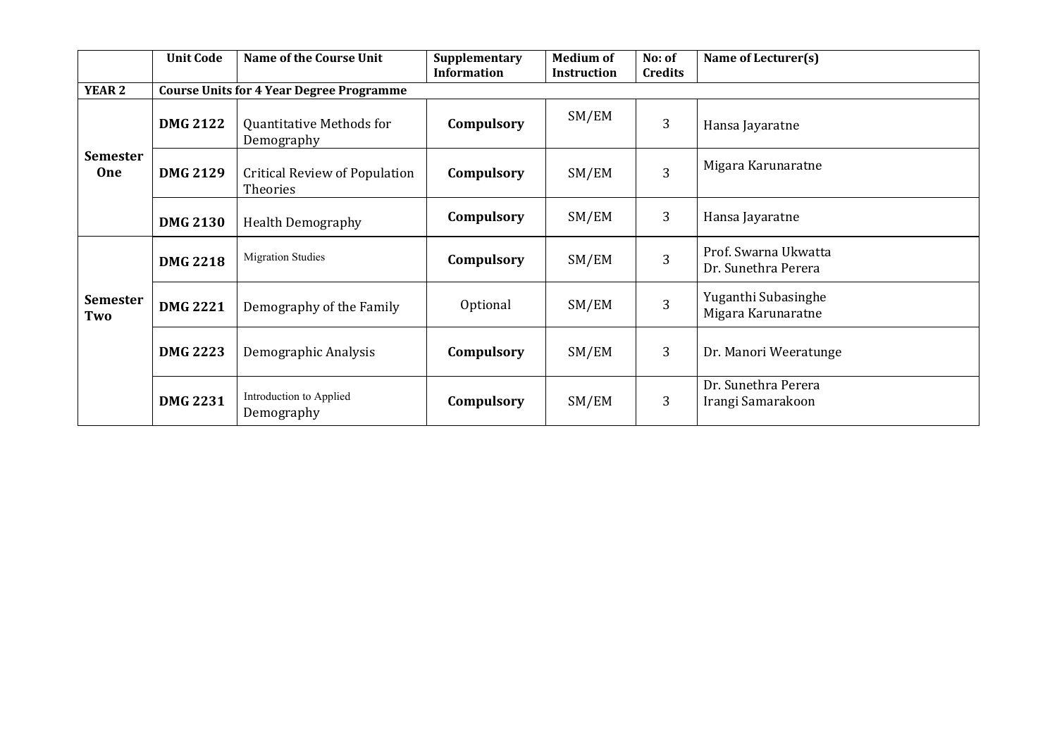| | Unit Code | Name of the Course Unit | Supplementary Information | Medium of Instruction | No: of Credits | Name of Lecturer(s) |
|---|---|---|---|---|---|---|
| **YEAR 2** | **Course Units for 4 Year Degree Programme** | | | | | |
| **Semester One** | **DMG 2122** | Quantitative Methods for Demography | **Compulsory** | SM/EM | 3 | Hansa Jayaratne |
| | **DMG 2129** | Critical Review of Population Theories | **Compulsory** | SM/EM | 3 | Migara Karunaratne |
| | **DMG 2130** | Health Demography | **Compulsory** | SM/EM | 3 | Hansa Jayaratne |
| **Semester Two** | **DMG 2218** | Migration Studies | **Compulsory** | SM/EM | 3 | Prof. Swarna Ukwatta<br>Dr. Sunethra Perera |
| | **DMG 2221** | Demography of the Family | Optional | SM/EM | 3 | Yuganthi Subasinghe<br>Migara Karunaratne |
| | **DMG 2223** | Demographic Analysis | **Compulsory** | SM/EM | 3 | Dr. Manori Weeratunge |
| | **DMG 2231** | Introduction to Applied Demography | **Compulsory** | SM/EM | 3 | Dr. Sunethra Perera<br>Irangi Samarakoon |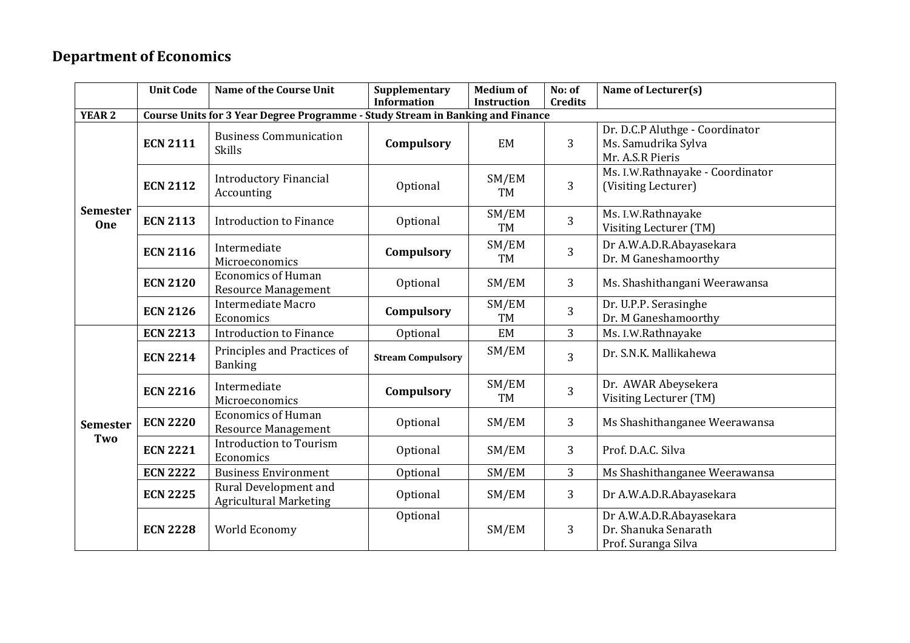## Department of Economics

| | Unit Code | Name of the Course Unit | Supplementary Information | Medium of Instruction | No: of Credits | Name of Lecturer(s) |
|---|---|---|---|---|---|---|
| **YEAR 2** | **Course Units for 3 Year Degree Programme - Study Stream in Banking and Finance** | | | | | |
| **Semester One** | **ECN 2111** | Business Communication Skills | **Compulsory** | EM | 3 | Dr. D.C.P Aluthge - Coordinator<br>Ms. Samudrika Sylva<br>Mr. A.S.R Pieris |
| | **ECN 2112** | Introductory Financial Accounting | Optional | SM/EM<br>TM | 3 | Ms. I.W.Rathnayake - Coordinator<br>(Visiting Lecturer) |
| | **ECN 2113** | Introduction to Finance | Optional | SM/EM<br>TM | 3 | Ms. I.W.Rathnayake<br>Visiting Lecturer (TM) |
| | **ECN 2116** | Intermediate Microeconomics | **Compulsory** | SM/EM<br>TM | 3 | Dr A.W.A.D.R.Abayasekara<br>Dr. M Ganeshamoorthy |
| | **ECN 2120** | Economics of Human Resource Management | Optional | SM/EM | 3 | Ms. Shashithangani Weerawansa |
| | **ECN 2126** | Intermediate Macro Economics | **Compulsory** | SM/EM<br>TM | 3 | Dr. U.P.P. Serasinghe<br>Dr. M Ganeshamoorthy |
| **Semester Two** | **ECN 2213** | Introduction to Finance | Optional | EM | 3 | Ms. I.W.Rathnayake |
| | **ECN 2214** | Principles and Practices of Banking | **Stream Compulsory** | SM/EM | 3 | Dr. S.N.K. Mallikahewa |
| | **ECN 2216** | Intermediate Microeconomics | **Compulsory** | SM/EM<br>TM | 3 | Dr. AWAR Abeysekera<br>Visiting Lecturer (TM) |
| | **ECN 2220** | Economics of Human Resource Management | Optional | SM/EM | 3 | Ms Shashithanganee Weerawansa |
| | **ECN 2221** | Introduction to Tourism Economics | Optional | SM/EM | 3 | Prof. D.A.C. Silva |
| | **ECN 2222** | Business Environment | Optional | SM/EM | 3 | Ms Shashithanganee Weerawansa |
| | **ECN 2225** | Rural Development and Agricultural Marketing | Optional | SM/EM | 3 | Dr A.W.A.D.R.Abayasekara |
| | **ECN 2228** | World Economy | Optional | SM/EM | 3 | Dr A.W.A.D.R.Abayasekara<br>Dr. Shanuka Senarath<br>Prof. Suranga Silva |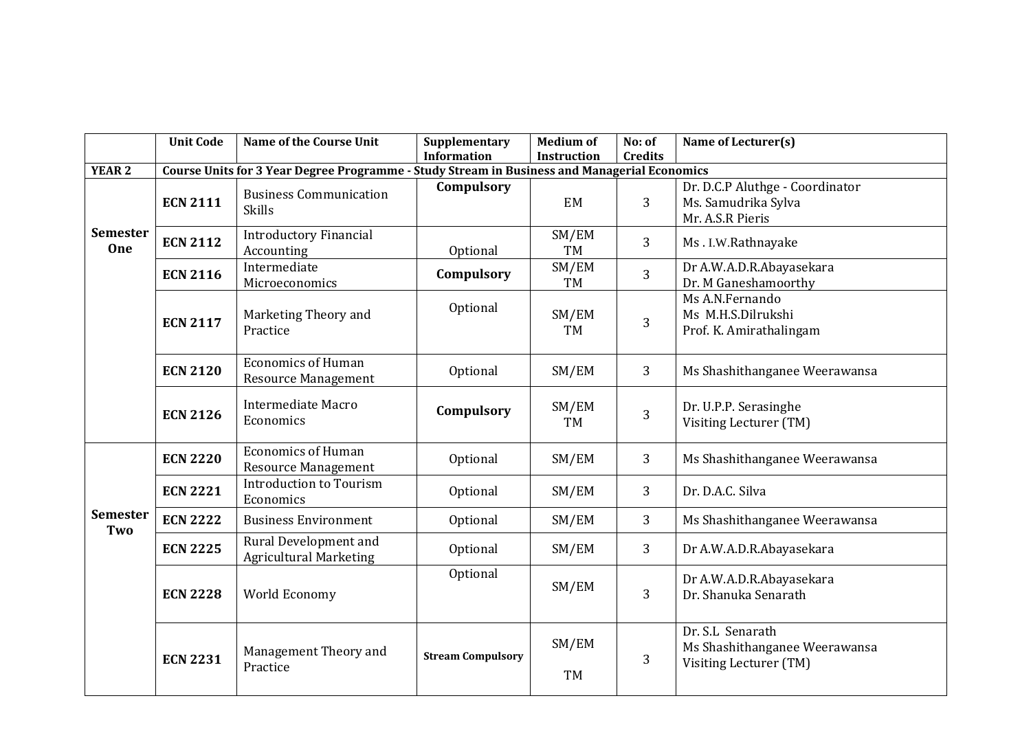| | Unit Code | Name of the Course Unit | Supplementary Information | Medium of Instruction | No: of Credits | Name of Lecturer(s) |
|---|---|---|---|---|---|---|
| **YEAR 2** | **Course Units for 3 Year Degree Programme - Study Stream in Business and Managerial Economics** | | | | | |
| **Semester One** | **ECN 2111** | Business Communication Skills | **Compulsory** | EM | 3 | Dr. D.C.P Aluthge - Coordinator<br>Ms. Samudrika Sylva<br>Mr. A.S.R Pieris |
| | **ECN 2112** | Introductory Financial Accounting | Optional | SM/EM<br>TM | 3 | Ms . I.W.Rathnayake |
| | **ECN 2116** | Intermediate Microeconomics | **Compulsory** | SM/EM<br>TM | 3 | Dr A.W.A.D.R.Abayasekara<br>Dr. M Ganeshamoorthy |
| | **ECN 2117** | Marketing Theory and Practice | Optional | SM/EM<br>TM | 3 | Ms A.N.Fernando<br>Ms M.H.S.Dilrukshi<br>Prof. K. Amirathalingam |
| | **ECN 2120** | Economics of Human Resource Management | Optional | SM/EM | 3 | Ms Shashithanganee Weerawansa |
| | **ECN 2126** | Intermediate Macro Economics | **Compulsory** | SM/EM<br>TM | 3 | Dr. U.P.P. Serasinghe<br>Visiting Lecturer (TM) |
| **Semester Two** | **ECN 2220** | Economics of Human Resource Management | Optional | SM/EM | 3 | Ms Shashithanganee Weerawansa |
| | **ECN 2221** | Introduction to Tourism Economics | Optional | SM/EM | 3 | Dr. D.A.C. Silva |
| | **ECN 2222** | Business Environment | Optional | SM/EM | 3 | Ms Shashithanganee Weerawansa |
| | **ECN 2225** | Rural Development and Agricultural Marketing | Optional | SM/EM | 3 | Dr A.W.A.D.R.Abayasekara |
| | **ECN 2228** | World Economy | Optional | SM/EM | 3 | Dr A.W.A.D.R.Abayasekara<br>Dr. Shanuka Senarath |
| | **ECN 2231** | Management Theory and Practice | **Stream Compulsory** | SM/EM<br>TM | 3 | Dr. S.L Senarath<br>Ms Shashithanganee Weerawansa<br>Visiting Lecturer (TM) |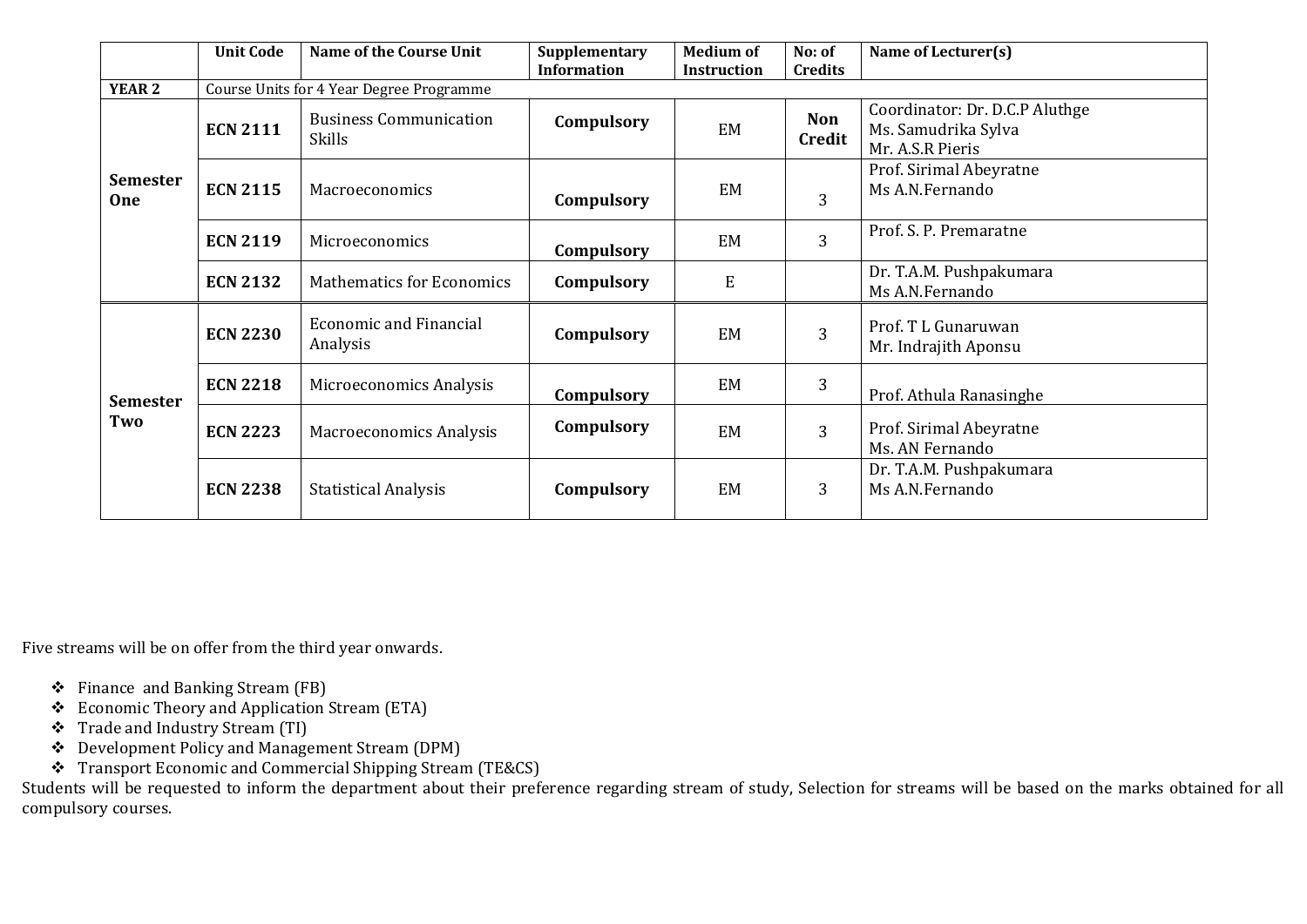| | Unit Code | Name of the Course Unit | Supplementary Information | Medium of Instruction | No: of Credits | Name of Lecturer(s) |
|---|---|---|---|---|---|---|
| **YEAR 2** | Course Units for 4 Year Degree Programme | | | | | |
| **Semester One** | **ECN 2111** | Business Communication Skills | **Compulsory** | EM | **Non Credit** | Coordinator: Dr. D.C.P Aluthge<br>Ms. Samudrika Sylva<br>Mr. A.S.R Pieris |
| | **ECN 2115** | Macroeconomics | **Compulsory** | EM | 3 | Prof. Sirimal Abeyratne<br>Ms A.N.Fernando |
| | **ECN 2119** | Microeconomics | **Compulsory** | EM | 3 | Prof. S. P. Premaratne |
| | **ECN 2132** | Mathematics for Economics | **Compulsory** | E | | Dr. T.A.M. Pushpakumara<br>Ms A.N.Fernando |
| **Semester Two** | **ECN 2230** | Economic and Financial Analysis | **Compulsory** | EM | 3 | Prof. T L Gunaruwan<br>Mr. Indrajith Aponsu |
| | **ECN 2218** | Microeconomics Analysis | **Compulsory** | EM | 3 | Prof. Athula Ranasinghe |
| | **ECN 2223** | Macroeconomics Analysis | **Compulsory** | EM | 3 | Prof. Sirimal Abeyratne<br>Ms. AN Fernando |
| | **ECN 2238** | Statistical Analysis | **Compulsory** | EM | 3 | Dr. T.A.M. Pushpakumara<br>Ms A.N.Fernando |

Five streams will be on offer from the third year onwards.

- Finance and Banking Stream (FB)
- Economic Theory and Application Stream (ETA)
- Trade and Industry Stream (TI)
- Development Policy and Management Stream (DPM)
- Transport Economic and Commercial Shipping Stream (TE&CS)

Students will be requested to inform the department about their preference regarding stream of study, Selection for streams will be based on the marks obtained for all compulsory courses.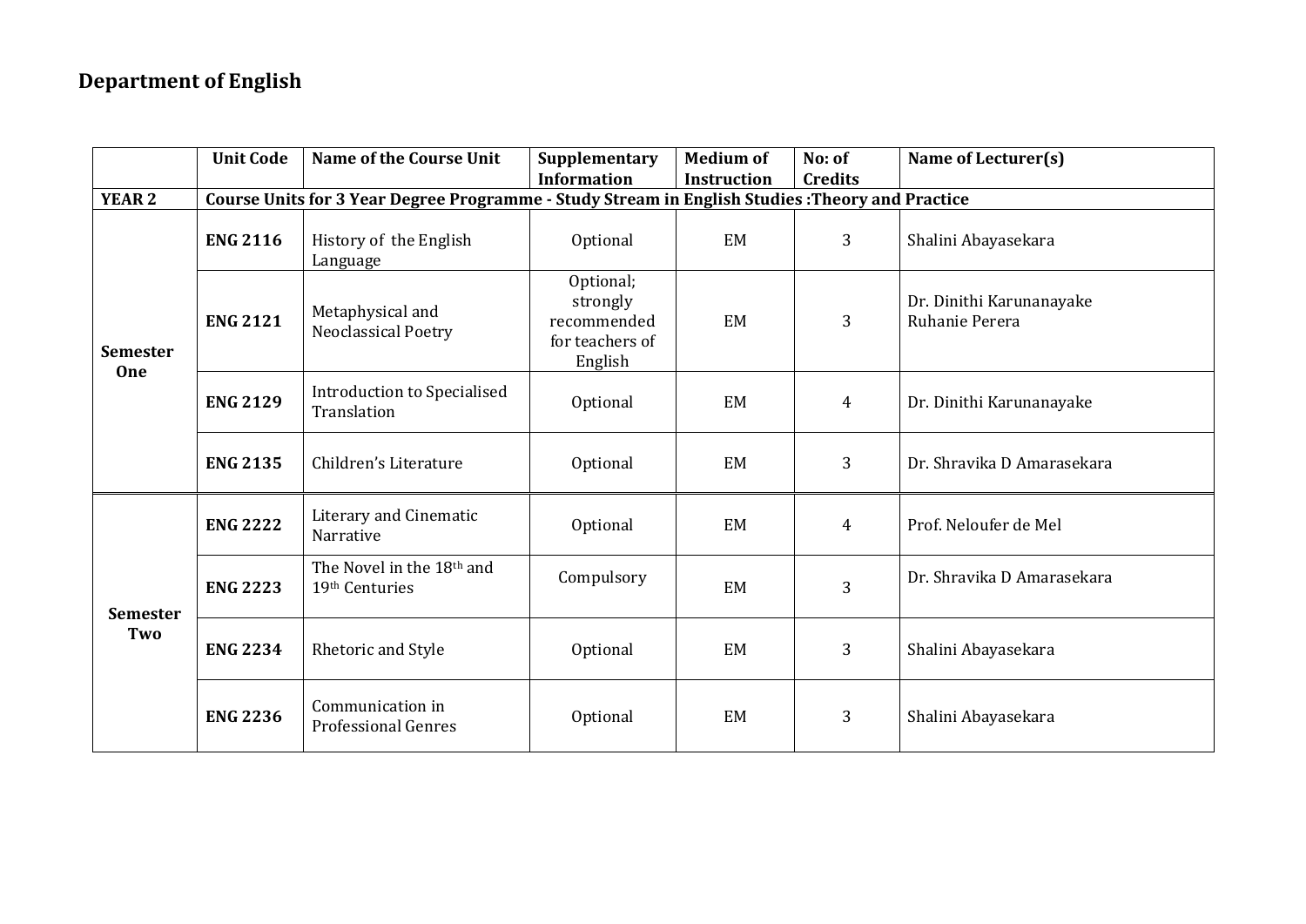## Department of English

| | Unit Code | Name of the Course Unit | Supplementary Information | Medium of Instruction | No: of Credits | Name of Lecturer(s) |
|---|---|---|---|---|---|---|
| **YEAR 2** | **Course Units for 3 Year Degree Programme - Study Stream in English Studies :Theory and Practice** | | | | | |
| **Semester One** | **ENG 2116** | History of the English Language | Optional | EM | 3 | Shalini Abayasekara |
| | **ENG 2121** | Metaphysical and Neoclassical Poetry | Optional; strongly recommended for teachers of English | EM | 3 | Dr. Dinithi Karunanayake<br>Ruhanie Perera |
| | **ENG 2129** | Introduction to Specialised Translation | Optional | EM | 4 | Dr. Dinithi Karunanayake |
| | **ENG 2135** | Children's Literature | Optional | EM | 3 | Dr. Shravika D Amarasekara |
| **Semester Two** | **ENG 2222** | Literary and Cinematic Narrative | Optional | EM | 4 | Prof. Neloufer de Mel |
| | **ENG 2223** | The Novel in the 18th and 19th Centuries | Compulsory | EM | 3 | Dr. Shravika D Amarasekara |
| | **ENG 2234** | Rhetoric and Style | Optional | EM | 3 | Shalini Abayasekara |
| | **ENG 2236** | Communication in Professional Genres | Optional | EM | 3 | Shalini Abayasekara |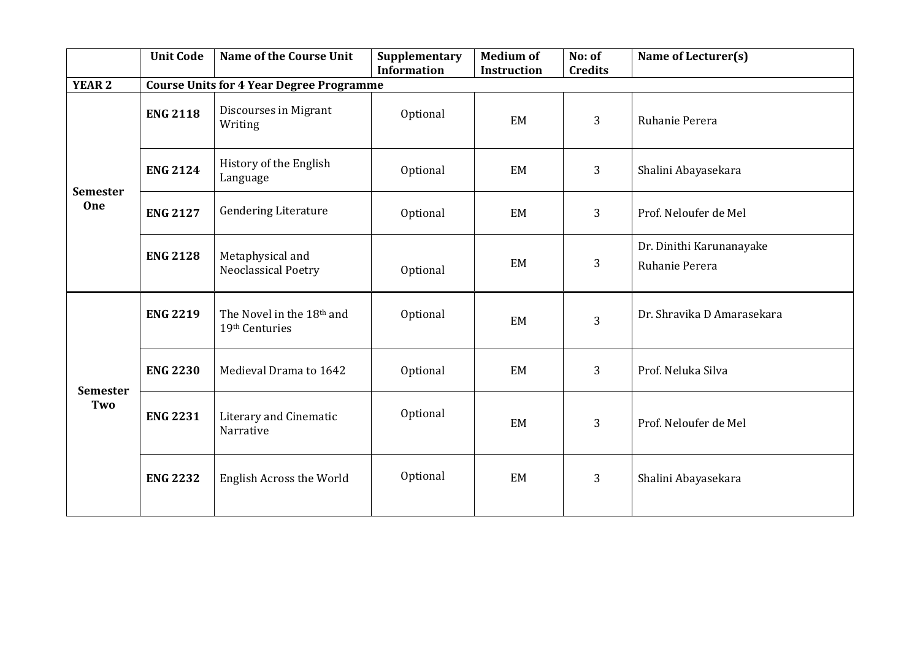| | Unit Code | Name of the Course Unit | Supplementary Information | Medium of Instruction | No: of Credits | Name of Lecturer(s) |
|---|---|---|---|---|---|---|
| **YEAR 2** | **Course Units for 4 Year Degree Programme** | | | | | |
| **Semester One** | **ENG 2118** | Discourses in Migrant Writing | Optional | EM | 3 | Ruhanie Perera |
| | **ENG 2124** | History of the English Language | Optional | EM | 3 | Shalini Abayasekara |
| | **ENG 2127** | Gendering Literature | Optional | EM | 3 | Prof. Neloufer de Mel |
| | **ENG 2128** | Metaphysical and Neoclassical Poetry | Optional | EM | 3 | Dr. Dinithi Karunanayake<br>Ruhanie Perera |
| **Semester Two** | **ENG 2219** | The Novel in the 18th and 19th Centuries | Optional | EM | 3 | Dr. Shravika D Amarasekara |
| | **ENG 2230** | Medieval Drama to 1642 | Optional | EM | 3 | Prof. Neluka Silva |
| | **ENG 2231** | Literary and Cinematic Narrative | Optional | EM | 3 | Prof. Neloufer de Mel |
| | **ENG 2232** | English Across the World | Optional | EM | 3 | Shalini Abayasekara |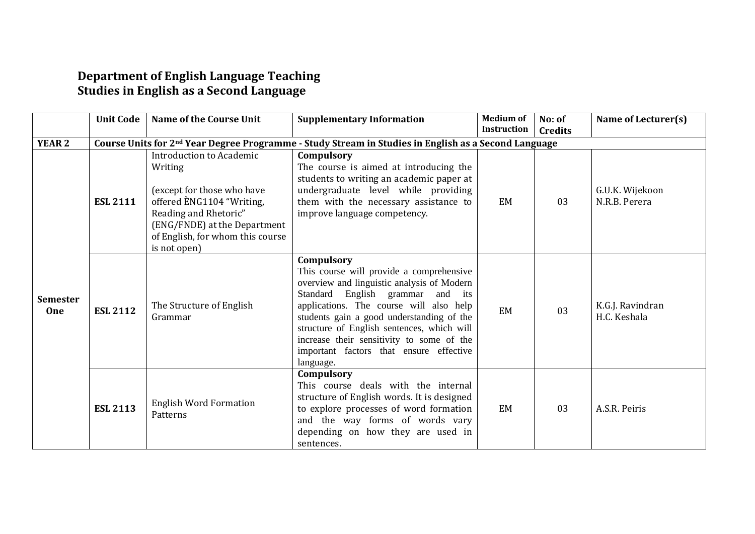**Department of English Language Teaching**
**Studies in English as a Second Language**

| | Unit Code | Name of the Course Unit | Supplementary Information | Medium of Instruction | No: of Credits | Name of Lecturer(s) |
|---|---|---|---|---|---|---|
| **YEAR 2** | **Course Units for 2nd Year Degree Programme - Study Stream in Studies in English as a Second Language** | | | | | |
| **Semester One** | **ESL 2111** | Introduction to Academic Writing<br><br>(except for those who have offered ÈNG1104 "Writing, Reading and Rhetoric" (ENG/FNDE) at the Department of English, for whom this course is not open) | **Compulsory**<br>The course is aimed at introducing the students to writing an academic paper at undergraduate level while providing them with the necessary assistance to improve language competency. | EM | 03 | G.U.K. Wijekoon<br>N.R.B. Perera |
| | **ESL 2112** | The Structure of English Grammar | **Compulsory**<br>This course will provide a comprehensive overview and linguistic analysis of Modern Standard English grammar and its applications. The course will also help students gain a good understanding of the structure of English sentences, which will increase their sensitivity to some of the important factors that ensure effective language. | EM | 03 | K.G.J. Ravindran<br>H.C. Keshala |
| | **ESL 2113** | English Word Formation Patterns | **Compulsory**<br>This course deals with the internal structure of English words. It is designed to explore processes of word formation and the way forms of words vary depending on how they are used in sentences. | EM | 03 | A.S.R. Peiris |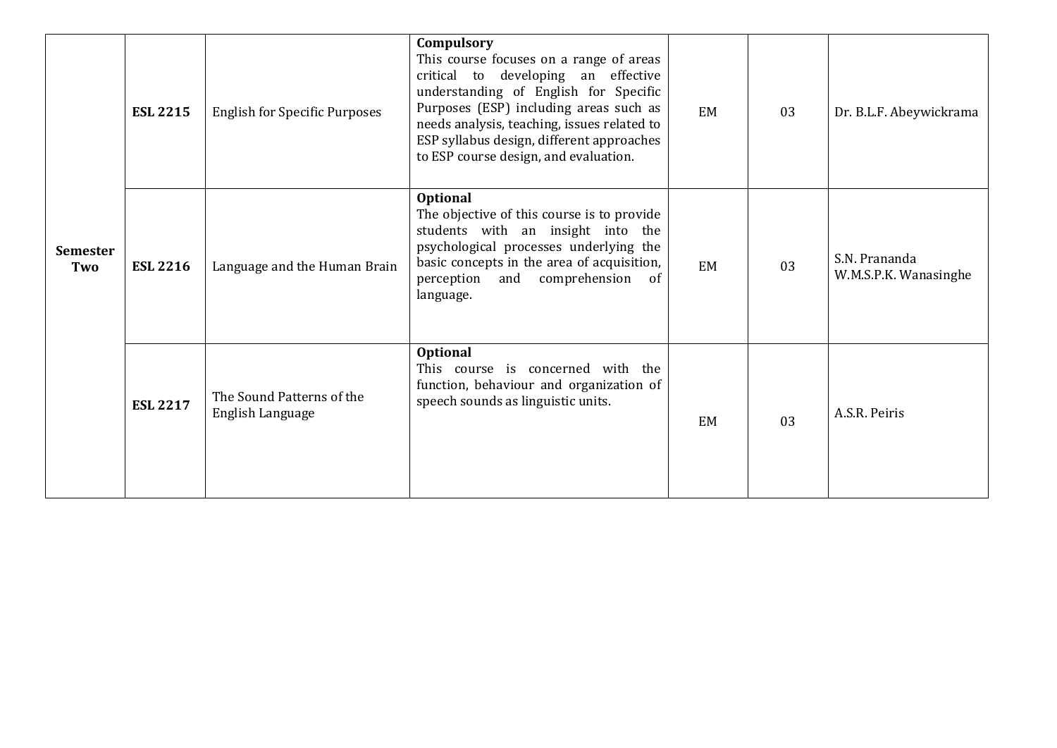| | | | | | | |
|---|---|---|---|---|---|---|
| **Semester Two** | **ESL 2215** | English for Specific Purposes | **Compulsory** This course focuses on a range of areas critical to developing an effective understanding of English for Specific Purposes (ESP) including areas such as needs analysis, teaching, issues related to ESP syllabus design, different approaches to ESP course design, and evaluation. | EM | 03 | Dr. B.L.F. Abeywickrama |
| | **ESL 2216** | Language and the Human Brain | **Optional** The objective of this course is to provide students with an insight into the psychological processes underlying the basic concepts in the area of acquisition, perception and comprehension of language. | EM | 03 | S.N. Prananda W.M.S.P.K. Wanasinghe |
| | **ESL 2217** | The Sound Patterns of the English Language | **Optional** This course is concerned with the function, behaviour and organization of speech sounds as linguistic units. | EM | 03 | A.S.R. Peiris |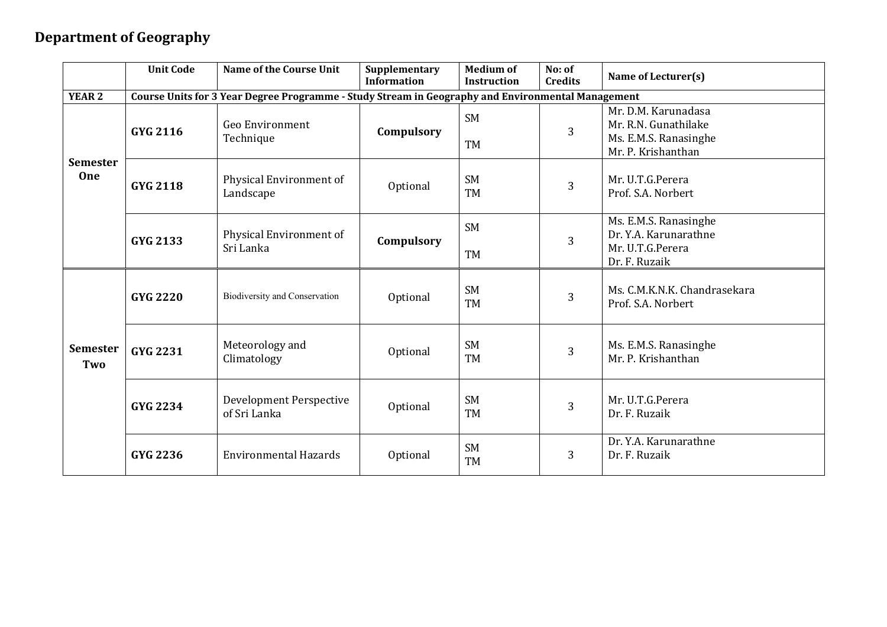## Department of Geography

| | Unit Code | Name of the Course Unit | Supplementary Information | Medium of Instruction | No: of Credits | Name of Lecturer(s) |
|---|---|---|---|---|---|---|
| **YEAR 2** | **Course Units for 3 Year Degree Programme - Study Stream in Geography and Environmental Management** | | | | | |
| **Semester One** | **GYG 2116** | Geo Environment Technique | **Compulsory** | SM<br>TM | 3 | Mr. D.M. Karunadasa<br>Mr. R.N. Gunathilake<br>Ms. E.M.S. Ranasinghe<br>Mr. P. Krishanthan |
| | **GYG 2118** | Physical Environment of Landscape | Optional | SM<br>TM | 3 | Mr. U.T.G.Perera<br>Prof. S.A. Norbert |
| | **GYG 2133** | Physical Environment of Sri Lanka | **Compulsory** | SM<br>TM | 3 | Ms. E.M.S. Ranasinghe<br>Dr. Y.A. Karunarathne<br>Mr. U.T.G.Perera<br>Dr. F. Ruzaik |
| **Semester Two** | **GYG 2220** | Biodiversity and Conservation | Optional | SM<br>TM | 3 | Ms. C.M.K.N.K. Chandrasekara<br>Prof. S.A. Norbert |
| | **GYG 2231** | Meteorology and Climatology | Optional | SM<br>TM | 3 | Ms. E.M.S. Ranasinghe<br>Mr. P. Krishanthan |
| | **GYG 2234** | Development Perspective of Sri Lanka | Optional | SM<br>TM | 3 | Mr. U.T.G.Perera<br>Dr. F. Ruzaik |
| | **GYG 2236** | Environmental Hazards | Optional | SM<br>TM | 3 | Dr. Y.A. Karunarathne<br>Dr. F. Ruzaik |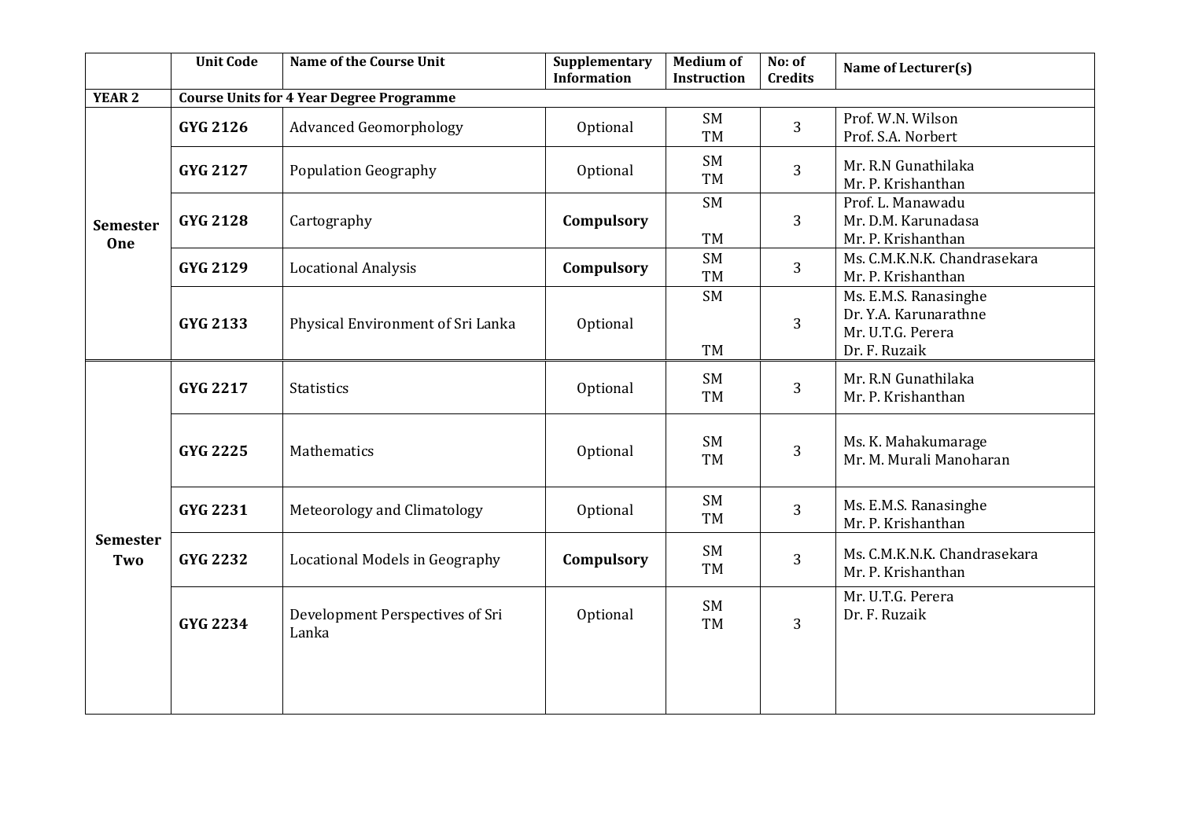| | Unit Code | Name of the Course Unit | Supplementary Information | Medium of Instruction | No: of Credits | Name of Lecturer(s) |
|---|---|---|---|---|---|---|
| **YEAR 2** | **Course Units for 4 Year Degree Programme** | | | | | |
| **Semester One** | **GYG 2126** | Advanced Geomorphology | Optional | SM TM | 3 | Prof. W.N. Wilson Prof. S.A. Norbert |
| | **GYG 2127** | Population Geography | Optional | SM TM | 3 | Mr. R.N Gunathilaka Mr. P. Krishanthan |
| | **GYG 2128** | Cartography | **Compulsory** | SM TM | 3 | Prof. L. Manawadu Mr. D.M. Karunadasa Mr. P. Krishanthan |
| | **GYG 2129** | Locational Analysis | **Compulsory** | SM TM | 3 | Ms. C.M.K.N.K. Chandrasekara Mr. P. Krishanthan |
| | **GYG 2133** | Physical Environment of Sri Lanka | Optional | SM TM | 3 | Ms. E.M.S. Ranasinghe Dr. Y.A. Karunarathne Mr. U.T.G. Perera Dr. F. Ruzaik |
| **Semester Two** | **GYG 2217** | Statistics | Optional | SM TM | 3 | Mr. R.N Gunathilaka Mr. P. Krishanthan |
| | **GYG 2225** | Mathematics | Optional | SM TM | 3 | Ms. K. Mahakumarage Mr. M. Murali Manoharan |
| | **GYG 2231** | Meteorology and Climatology | Optional | SM TM | 3 | Ms. E.M.S. Ranasinghe Mr. P. Krishanthan |
| | **GYG 2232** | Locational Models in Geography | **Compulsory** | SM TM | 3 | Ms. C.M.K.N.K. Chandrasekara Mr. P. Krishanthan |
| | **GYG 2234** | Development Perspectives of Sri Lanka | Optional | SM TM | 3 | Mr. U.T.G. Perera Dr. F. Ruzaik |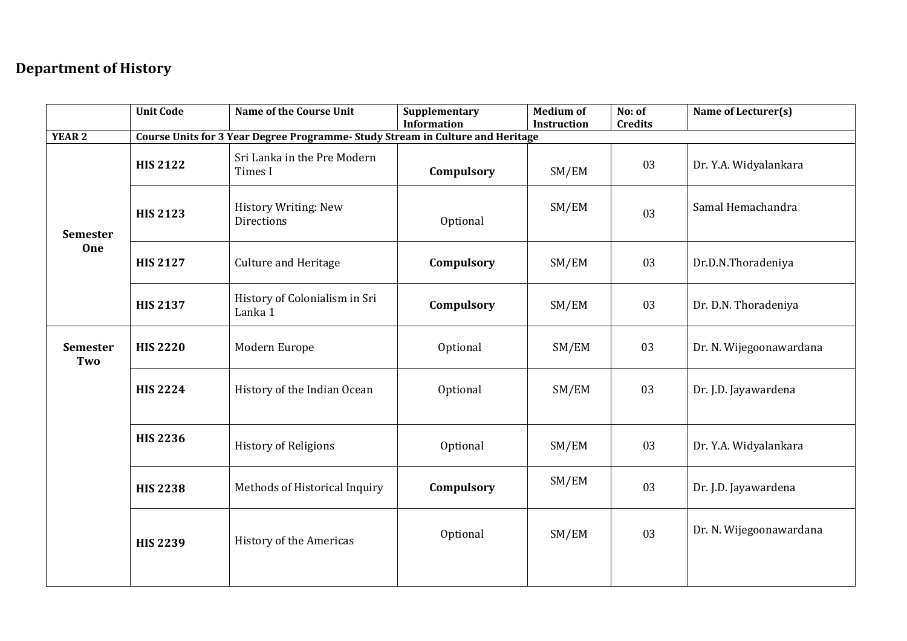# Department of History

| | Unit Code | Name of the Course Unit | Supplementary Information | Medium of Instruction | No: of Credits | Name of Lecturer(s) |
|---|---|---|---|---|---|---|
| **YEAR 2** | **Course Units for 3 Year Degree Programme- Study Stream in Culture and Heritage** | | | | | |
| **Semester One** | **HIS 2122** | Sri Lanka in the Pre Modern Times I | **Compulsory** | SM/EM | 03 | Dr. Y.A. Widyalankara |
| | **HIS 2123** | History Writing: New Directions | Optional | SM/EM | 03 | Samal Hemachandra |
| | **HIS 2127** | Culture and Heritage | **Compulsory** | SM/EM | 03 | Dr.D.N.Thoradeniya |
| | **HIS 2137** | History of Colonialism in Sri Lanka 1 | **Compulsory** | SM/EM | 03 | Dr. D.N. Thoradeniya |
| **Semester Two** | **HIS 2220** | Modern Europe | Optional | SM/EM | 03 | Dr. N. Wijegoonawardana |
| | **HIS 2224** | History of the Indian Ocean | Optional | SM/EM | 03 | Dr. J.D. Jayawardena |
| | **HIS 2236** | History of Religions | Optional | SM/EM | 03 | Dr. Y.A. Widyalankara |
| | **HIS 2238** | Methods of Historical Inquiry | **Compulsory** | SM/EM | 03 | Dr. J.D. Jayawardena |
| | **HIS 2239** | History of the Americas | Optional | SM/EM | 03 | Dr. N. Wijegoonawardana |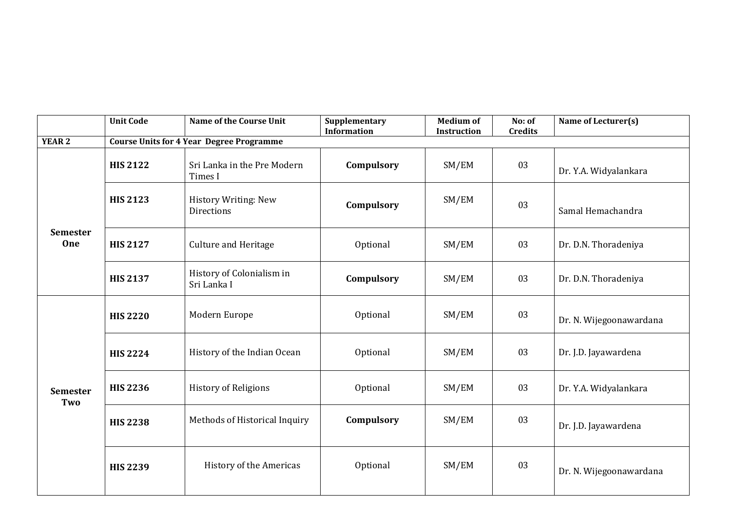| | Unit Code | Name of the Course Unit | Supplementary Information | Medium of Instruction | No: of Credits | Name of Lecturer(s) |
|---|---|---|---|---|---|---|
| **YEAR 2** | **Course Units for 4 Year Degree Programme** | | | | | |
| **Semester One** | **HIS 2122** | Sri Lanka in the Pre Modern Times I | **Compulsory** | SM/EM | 03 | Dr. Y.A. Widyalankara |
| | **HIS 2123** | History Writing: New Directions | **Compulsory** | SM/EM | 03 | Samal Hemachandra |
| | **HIS 2127** | Culture and Heritage | Optional | SM/EM | 03 | Dr. D.N. Thoradeniya |
| | **HIS 2137** | History of Colonialism in Sri Lanka I | **Compulsory** | SM/EM | 03 | Dr. D.N. Thoradeniya |
| **Semester Two** | **HIS 2220** | Modern Europe | Optional | SM/EM | 03 | Dr. N. Wijegoonawardana |
| | **HIS 2224** | History of the Indian Ocean | Optional | SM/EM | 03 | Dr. J.D. Jayawardena |
| | **HIS 2236** | History of Religions | Optional | SM/EM | 03 | Dr. Y.A. Widyalankara |
| | **HIS 2238** | Methods of Historical Inquiry | **Compulsory** | SM/EM | 03 | Dr. J.D. Jayawardena |
| | **HIS 2239** | History of the Americas | Optional | SM/EM | 03 | Dr. N. Wijegoonawardana |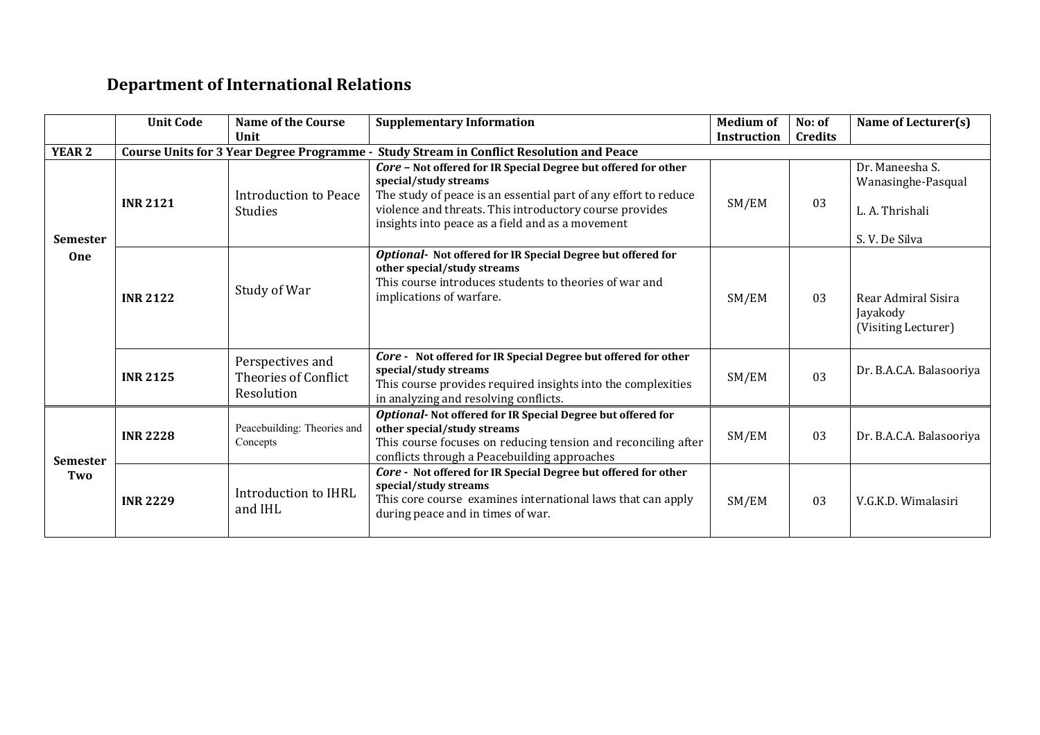## Department of International Relations

| | Unit Code | Name of the Course Unit | Supplementary Information | Medium of Instruction | No: of Credits | Name of Lecturer(s) |
|---|---|---|---|---|---|---|
| **YEAR 2** | **Course Units for 3 Year Degree Programme - Study Stream in Conflict Resolution and Peace** | | | | | |
| **Semester One** | **INR 2121** | Introduction to Peace Studies | ***Core* – Not offered for IR Special Degree but offered for other special/study streams** The study of peace is an essential part of any effort to reduce violence and threats. This introductory course provides insights into peace as a field and as a movement | SM/EM | 03 | Dr. Maneesha S. Wanasinghe-Pasqual<br>L. A. Thrishali<br>S. V. De Silva |
| | **INR 2122** | Study of War | ***Optional*- Not offered for IR Special Degree but offered for other special/study streams** This course introduces students to theories of war and implications of warfare. | SM/EM | 03 | Rear Admiral Sisira Jayakody (Visiting Lecturer) |
| | **INR 2125** | Perspectives and Theories of Conflict Resolution | ***Core* - Not offered for IR Special Degree but offered for other special/study streams** This course provides required insights into the complexities in analyzing and resolving conflicts. | SM/EM | 03 | Dr. B.A.C.A. Balasooriya |
| **Semester Two** | **INR 2228** | Peacebuilding: Theories and Concepts | ***Optional*- Not offered for IR Special Degree but offered for other special/study streams** This course focuses on reducing tension and reconciling after conflicts through a Peacebuilding approaches | SM/EM | 03 | Dr. B.A.C.A. Balasooriya |
| | **INR 2229** | Introduction to IHRL and IHL | ***Core* - Not offered for IR Special Degree but offered for other special/study streams** This core course examines international laws that can apply during peace and in times of war. | SM/EM | 03 | V.G.K.D. Wimalasiri |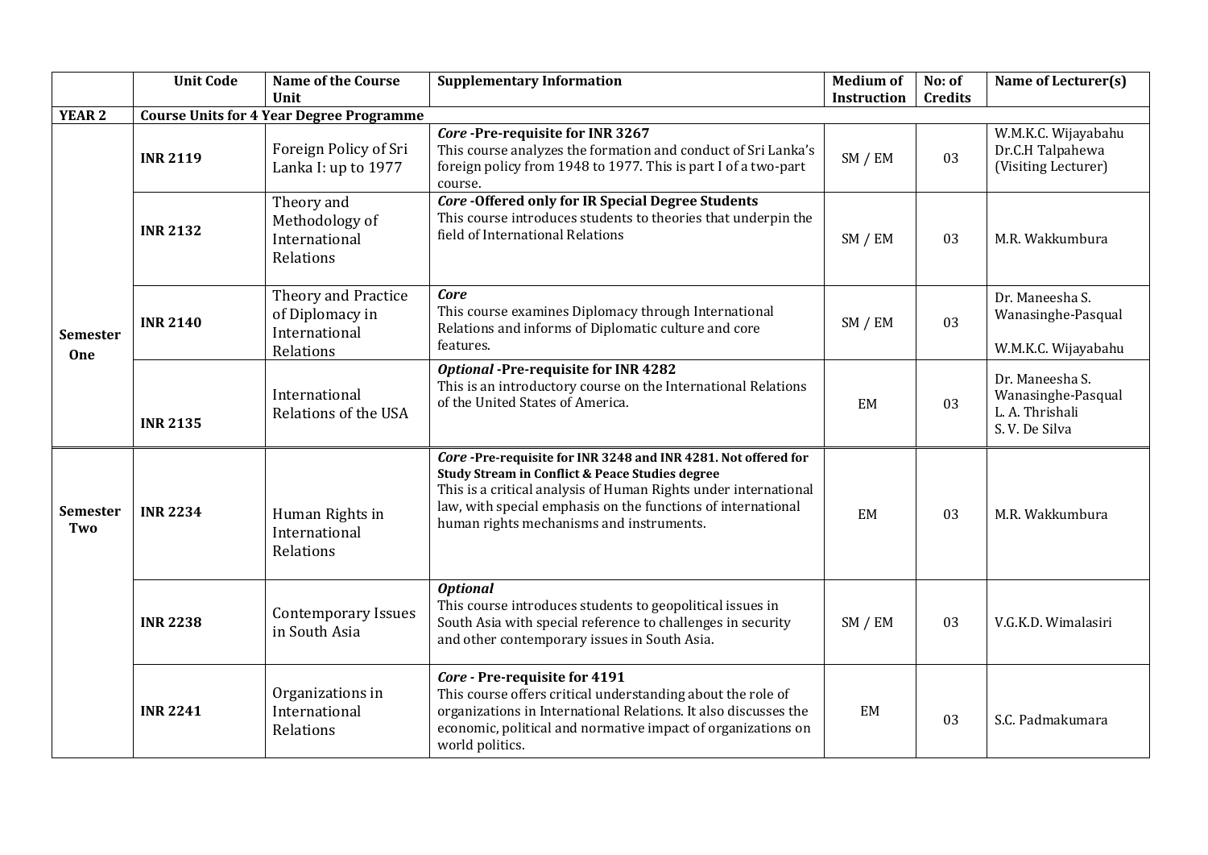| | Unit Code | Name of the Course Unit | Supplementary Information | Medium of Instruction | No: of Credits | Name of Lecturer(s) |
|---|---|---|---|---|---|---|
| **YEAR 2** | **Course Units for 4 Year Degree Programme** | | | | | |
| **Semester One** | **INR 2119** | Foreign Policy of Sri Lanka I: up to 1977 | ***Core*** **-Pre-requisite for INR 3267** This course analyzes the formation and conduct of Sri Lanka's foreign policy from 1948 to 1977. This is part I of a two-part course. | SM / EM | 03 | W.M.K.C. Wijayabahu Dr.C.H Talpahewa (Visiting Lecturer) |
| | **INR 2132** | Theory and Methodology of International Relations | ***Core*** **-Offered only for IR Special Degree Students** This course introduces students to theories that underpin the field of International Relations | SM / EM | 03 | M.R. Wakkumbura |
| | **INR 2140** | Theory and Practice of Diplomacy in International Relations | ***Core*** This course examines Diplomacy through International Relations and informs of Diplomatic culture and core features. | SM / EM | 03 | Dr. Maneesha S. Wanasinghe-Pasqual W.M.K.C. Wijayabahu |
| | **INR 2135** | International Relations of the USA | ***Optional*** **-Pre-requisite for INR 4282** This is an introductory course on the International Relations of the United States of America. | EM | 03 | Dr. Maneesha S. Wanasinghe-Pasqual L. A. Thrishali S. V. De Silva |
| **Semester Two** | **INR 2234** | Human Rights in International Relations | ***Core*** **-Pre-requisite for INR 3248 and INR 4281. Not offered for Study Stream in Conflict & Peace Studies degree** This is a critical analysis of Human Rights under international law, with special emphasis on the functions of international human rights mechanisms and instruments. | EM | 03 | M.R. Wakkumbura |
| | **INR 2238** | Contemporary Issues in South Asia | ***Optional*** This course introduces students to geopolitical issues in South Asia with special reference to challenges in security and other contemporary issues in South Asia. | SM / EM | 03 | V.G.K.D. Wimalasiri |
| | **INR 2241** | Organizations in International Relations | ***Core*** **- Pre-requisite for 4191** This course offers critical understanding about the role of organizations in International Relations. It also discusses the economic, political and normative impact of organizations on world politics. | EM | 03 | S.C. Padmakumara |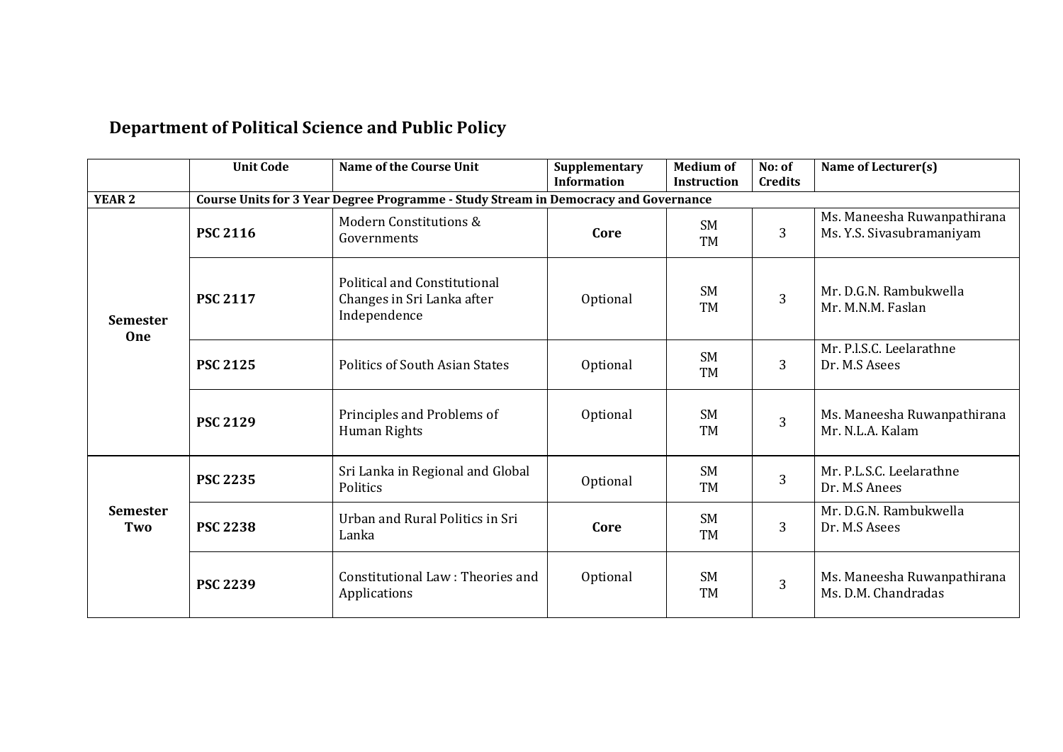## Department of Political Science and Public Policy

| | Unit Code | Name of the Course Unit | Supplementary Information | Medium of Instruction | No: of Credits | Name of Lecturer(s) |
|---|---|---|---|---|---|---|
| **YEAR 2** | **Course Units for 3 Year Degree Programme - Study Stream in Democracy and Governance** | | | | | |
| **Semester One** | **PSC 2116** | Modern Constitutions & Governments | **Core** | SM TM | 3 | Ms. Maneesha Ruwanpathirana Ms. Y.S. Sivasubramaniyam |
| | **PSC 2117** | Political and Constitutional Changes in Sri Lanka after Independence | Optional | SM TM | 3 | Mr. D.G.N. Rambukwella Mr. M.N.M. Faslan |
| | **PSC 2125** | Politics of South Asian States | Optional | SM TM | 3 | Mr. P.l.S.C. Leelarathne Dr. M.S Asees |
| | **PSC 2129** | Principles and Problems of Human Rights | Optional | SM TM | 3 | Ms. Maneesha Ruwanpathirana Mr. N.L.A. Kalam |
| **Semester Two** | **PSC 2235** | Sri Lanka in Regional and Global Politics | Optional | SM TM | 3 | Mr. P.L.S.C. Leelarathne Dr. M.S Anees |
| | **PSC 2238** | Urban and Rural Politics in Sri Lanka | **Core** | SM TM | 3 | Mr. D.G.N. Rambukwella Dr. M.S Asees |
| | **PSC 2239** | Constitutional Law : Theories and Applications | Optional | SM TM | 3 | Ms. Maneesha Ruwanpathirana Ms. D.M. Chandradas |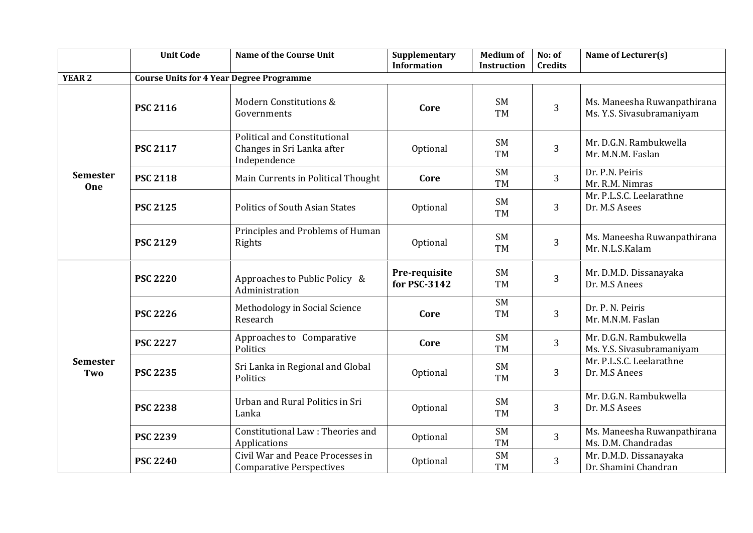| | Unit Code | Name of the Course Unit | Supplementary Information | Medium of Instruction | No: of Credits | Name of Lecturer(s) |
|---|---|---|---|---|---|---|
| **YEAR 2** | **Course Units for 4 Year Degree Programme** | | | | | |
| **Semester One** | **PSC 2116** | Modern Constitutions & Governments | **Core** | SM<br>TM | 3 | Ms. Maneesha Ruwanpathirana<br>Ms. Y.S. Sivasubramaniyam |
| | **PSC 2117** | Political and Constitutional Changes in Sri Lanka after Independence | Optional | SM<br>TM | 3 | Mr. D.G.N. Rambukwella<br>Mr. M.N.M. Faslan |
| | **PSC 2118** | Main Currents in Political Thought | **Core** | SM<br>TM | 3 | Dr. P.N. Peiris<br>Mr. R.M. Nimras |
| | **PSC 2125** | Politics of South Asian States | Optional | SM<br>TM | 3 | Mr. P.L.S.C. Leelarathne<br>Dr. M.S Asees |
| | **PSC 2129** | Principles and Problems of Human Rights | Optional | SM<br>TM | 3 | Ms. Maneesha Ruwanpathirana<br>Mr. N.L.S.Kalam |
| **Semester Two** | **PSC 2220** | Approaches to Public Policy & Administration | **Pre-requisite for PSC-3142** | SM<br>TM | 3 | Mr. D.M.D. Dissanayaka<br>Dr. M.S Anees |
| | **PSC 2226** | Methodology in Social Science Research | **Core** | SM<br>TM | 3 | Dr. P. N. Peiris<br>Mr. M.N.M. Faslan |
| | **PSC 2227** | Approaches to Comparative Politics | **Core** | SM<br>TM | 3 | Mr. D.G.N. Rambukwella<br>Ms. Y.S. Sivasubramaniyam |
| | **PSC 2235** | Sri Lanka in Regional and Global Politics | Optional | SM<br>TM | 3 | Mr. P.L.S.C. Leelarathne<br>Dr. M.S Anees |
| | **PSC 2238** | Urban and Rural Politics in Sri Lanka | Optional | SM<br>TM | 3 | Mr. D.G.N. Rambukwella<br>Dr. M.S Asees |
| | **PSC 2239** | Constitutional Law : Theories and Applications | Optional | SM<br>TM | 3 | Ms. Maneesha Ruwanpathirana<br>Ms. D.M. Chandradas |
| | **PSC 2240** | Civil War and Peace Processes in Comparative Perspectives | Optional | SM<br>TM | 3 | Mr. D.M.D. Dissanayaka<br>Dr. Shamini Chandran |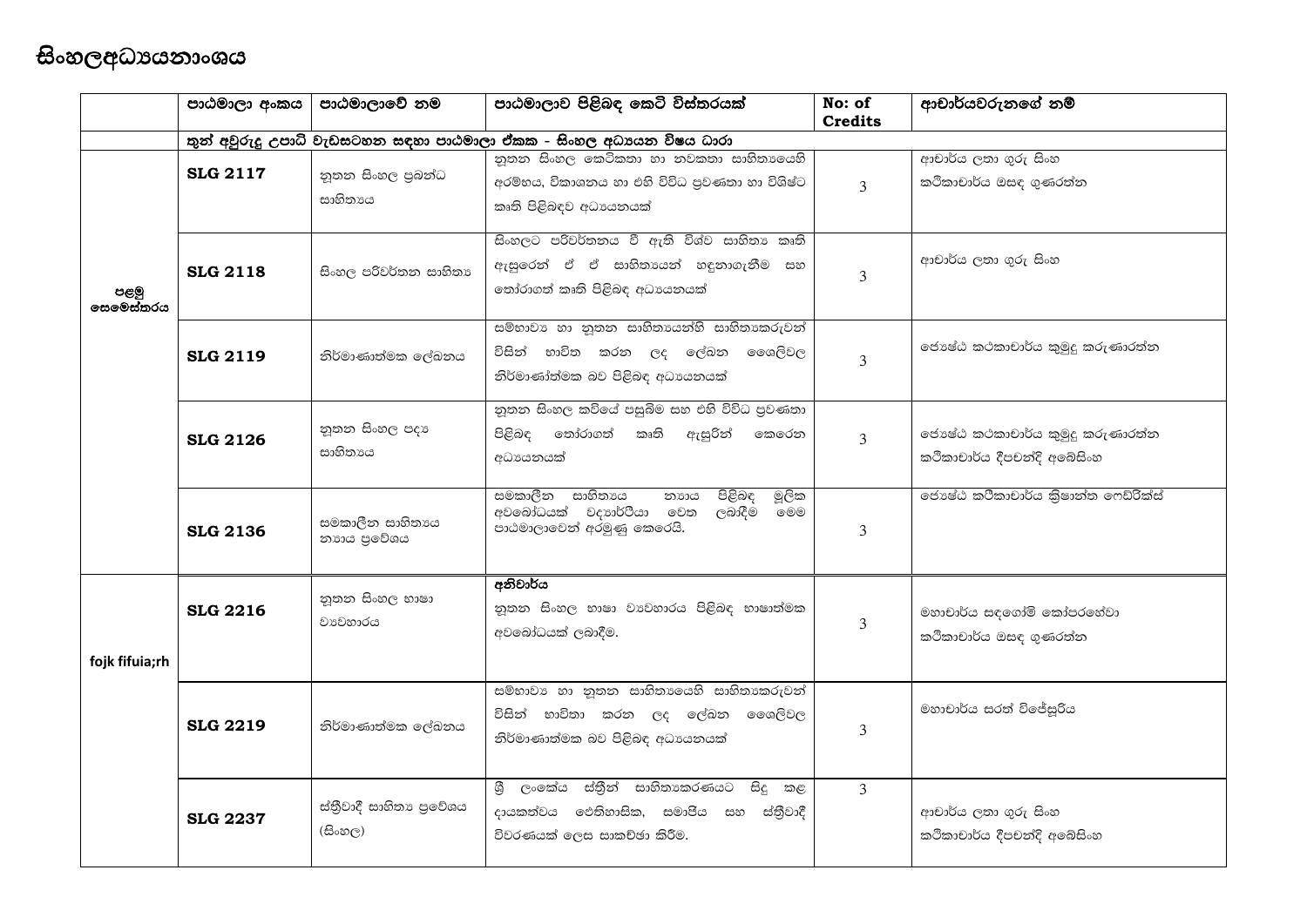# සිංහලඅධ්‍යයනාංශය

| | පාඨමාලා අංකය | පාඨමාලාවේ නම | පාඨමාලාව පිළිබඳ කෙටි විස්තරයක් | No: of Credits | ආචාර්යවරුනගේ නම් |
|---|---|---|---|---|---|
| | තුන් අවුරුදු උපාධි වැඩසටහන සඳහා පාඨමාලා ඒකක - සිංහල අධ්‍යයන විෂය ධාරා | | | | |
| පළමු සෙමෙස්තරය | **SLG 2117** | නූතන සිංහල ප්‍රබන්ධ සාහිත්‍යය | නූතන සිංහල කෙටිකතා හා නවකතා සාහිත්‍යයෙහි අරම්භය, විකාශනය හා එහි විවිධ ප්‍රවණතා හා විශිෂ්ට කෘති පිළිබඳව අධ්‍යයනයක් | 3 | ආචාර්ය ලතා ගුරු සිංහ<br>කථිකාචාර්ය ඔසඳ ගුණරත්න |
| | **SLG 2118** | සිංහල පරිවර්තන සාහිත්‍ය | සිංහලට පරිවර්තනය වී ඇති විශ්ව සාහිත්‍ය කෘති ඇසුරෙන් ඒ ඒ සාහිත්‍යයන් හඳුනාගැනීම සහ තෝරාගත් කෘති පිළිබඳ අධ්‍යයනයක් | 3 | ආචාර්ය ලතා ගුරු සිංහ |
| | **SLG 2119** | නිර්මාණාත්මක ලේඛනය | සම්භාව්‍ය හා නූතන සාහිත්‍යයන්හි සාහිත්‍යකරුවන් විසින් භාවිත කරන ලද ලේඛන ශෛලීවල නිර්මාණාත්මක බව පිළිබඳ අධ්‍යයනයක් | 3 | ජ්‍යෙෂ්ඨ කථකාචාර්ය කුමුදු කරුණාරත්න |
| | **SLG 2126** | නූතන සිංහල පද්‍ය සාහිත්‍යය | නූතන සිංහල කවියේ පසුබිම සහ එහි විවිධ ප්‍රවණතා පිළිබඳ තෝරාගත් කෘති ඇසුරින් කෙරෙන අධ්‍යයනයක් | 3 | ජ්‍යෙෂ්ඨ කථකාචාර්ය කුමුදු කරුණාරත්න<br>කථිකාචාර්ය දීපචන්දි අබේසිංහ |
| | **SLG 2136** | සමකාලීන සාහිත්‍යය න්‍යාය ප්‍රවේශය | සමකාලීන සාහිත්‍යය න්‍යාය පිළිබඳ මූලික අවබෝධයක් ව්‍යාර්ථියා වෙත ලබාදීම මෙම පාඨමාලාවෙන් අරමුණු කෙරෙයි. | 3 | ජ්‍යෙෂ්ඨ කථිකාචාර්ය ක්‍රිෂාන්ත ෆෙඩ්රික්ස් |
| fojk fifuia;rh | **SLG 2216** | නූතන සිංහල භාෂා ව්‍යවහාරය | **අනිවාර්ය**<br>නූතන සිංහල භාෂා ව්‍යවහාරය පිළිබඳ භාෂාත්මක අවබෝධයක් ලබාදීම. | 3 | මහාචාර්ය සඳගෝමි කෝපරහේවා<br>කථිකාචාර්ය ඔසඳ ගුණරත්න |
| | **SLG 2219** | නිර්මාණාත්මක ලේඛනය | සම්භාව්‍ය හා නූතන සාහිත්‍යයෙහි සාහිත්‍යකරුවන් විසින් භාවිතා කරන ලද ලේඛන ශෛලීවල නිර්මාණාත්මක බව පිළිබඳ අධ්‍යයනයක් | 3 | මහාචාර්ය සරත් විජේසූරිය |
| | **SLG 2237** | ස්ත්‍රීවාදී සාහිත්‍ය ප්‍රවේශය (සිංහල) | ශ්‍රී ලංකේය ස්ත්‍රීන් සාහිත්‍යකරණයට සිදු කළ දායකත්වය ඓතිහාසික, සමාජීය සහ ස්ත්‍රීවාදී විවරණයක් ලෙස සාකච්ඡා කිරීම. | 3 | ආචාර්ය ලතා ගුරු සිංහ<br>කථිකාචාර්ය දීපචන්දි අබේසිංහ |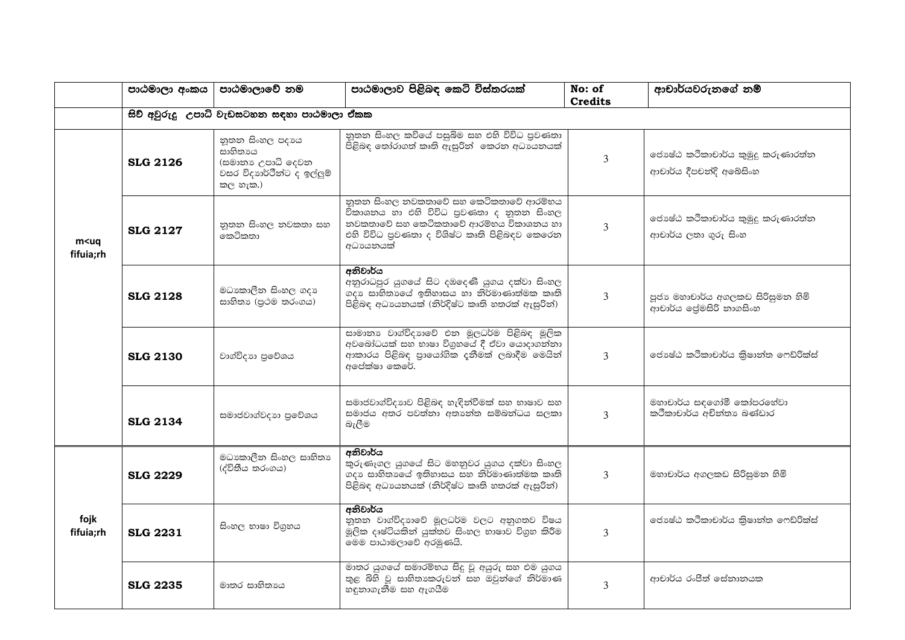| | පාඨමාලා අංකය | පාඨමාලාවේ නම | පාඨමාලාව පිළිබඳ කෙටි විස්තරයක් | No: of Credits | ආචාර්යවරුනගේ නම් |
|---|---|---|---|---|---|
| | සිව් අවුරුදු උපාධි වැඩසටහන සඳහා පාඨමාලා ඒකක | | | | |
| m<uq fifuia;rh | SLG 2126 | නූතන සිංහල පද්‍ය සාහිත්‍යය (සාමාන්‍ය උපාධි දෙවන වසර විද්‍යාර්ථීන්ට ද ඉල්ලුම් කල හැක.) | නූතන සිංහල කවියේ පසුබිම සහ එහි විවිධ ප්‍රවණතා පිළිබඳ තෝරාගත් කෘති ඇසුරින් කෙරන අධ්‍යයනයක් | 3 | ජ්‍යෙෂ්ඨ කථිකාචාර්ය කුමුදු කරුණාරත්න<br>ආචාර්ය දීපවන්දි අබේසිංහ |
| | SLG 2127 | නූතන සිංහල නවකතා සහ කෙටිකතා | නූතන සිංහල නවකතාවේ සහ කෙටිකතාවේ ආරම්භය විකාශනය හා එහි විවිධ ප්‍රවණතා ද නූතන සිංහල නවකතාවේ සහ කෙටිකතාවේ ආරම්භය විකාශනය හා එහි විවිධ ප්‍රවණතා ද විශිෂ්ට කෘති පිළිබඳව කෙරෙන අධ්‍යයනයක් | 3 | ජ්‍යෙෂ්ඨ කථිකාචාර්ය කුමුදු කරුණාරත්න<br>ආචාර්ය ලතා ගුරු සිංහ |
| | SLG 2128 | මධ්‍යකාලීන සිංහල ගද්‍ය සාහිත්‍ය (ප්‍රථම තරංගය) | **අනිවාර්ය**<br>අනුරාධපුර යුගයේ සිට දඹදෙණි යුගය දක්වා සිංහල ගද්‍ය සාහිත්‍යයේ ඉතිහාසය හා නිර්මාණාත්මක කෘති පිළිබඳ අධ්‍යයනයක් (නිර්දිෂ්ට කෘති හතරක් ඇසුරින්) | 3 | පූජ්‍ය මහාචාර්ය අගලකඩ සිරිසුමන හිමි<br>ආචාර්ය ප්‍රේමසිරි නාගසිංහ |
| | SLG 2130 | වාග්විද්‍යා ප්‍රවේශය | සාමාන්‍ය වාග්විද්‍යාවේ එන මූලධර්ම පිළිබඳ මූලික අවබෝධයක් සහ භාෂා විග්‍රහයේ දී ඒවා යොදාගන්නා ආකාරය පිළිබඳ ප්‍රායෝගික දැනීමක් ලබාදීම මෙයින් අපේක්ෂා කෙරේ. | 3 | ජ්‍යෙෂ්ඨ කථිකාචාර්ය ක්‍රිෂාන්ත ෆෙඩ්රික්ස් |
| | SLG 2134 | සමාජවාග්විද්‍යා ප්‍රවේශය | සමාජවාග්විද්‍යාව පිළිබඳ හැඳින්වීමක් සහ භාෂාව සහ සමාජය අතර පවත්නා අත්‍යන්ත සම්බන්ධය සලකා බැලීම | 3 | මහාචාර්ය සඳගෝමී කෝපරහේවා<br>කථිකාචාර්ය අචින්ත්‍ය බණ්ඩාර |
| fojk fifuia;rh | SLG 2229 | මධ්‍යකාලීන සිංහල සාහිත්‍ය (ද්විතීය තරංගය) | **අනිවාර්ය**<br>කුරුණෑගල යුගයේ සිට මහනුවර යුගය දක්වා සිංහල ගද්‍ය සාහිත්‍යයේ ඉතිහාසය සහ නිර්මාණාත්මක කෘති පිළිබඳ අධ්‍යයනයක් (නිර්දිෂ්ට කෘති හතරක් ඇසුරින්) | 3 | මහාචාර්ය අගලකඩ සිරිසුමන හිමි |
| | SLG 2231 | සිංහල භාෂා විග්‍රහය | **අනිවාර්ය**<br>නූතන වාග්විද්‍යාවේ මූලධර්ම වලට අනුගතව විෂය මූලික දෘෂ්ටියකින් යුක්තව සිංහල භාෂාව විග්‍රහ කිරීම මෙම පාඨමාලාවේ අරමුණයි. | 3 | ජ්‍යෙෂ්ඨ කථිකාචාර්ය ක්‍රිෂාන්ත ෆෙඩ්රික්ස් |
| | SLG 2235 | මාතර සාහිත්‍යය | මාතර යුගයේ සමාරම්භය සිදු වූ අයුරු සහ එම යුගය තුළ බිහි වූ සාහිත්‍යකරුවන් සහ ඔවුන්ගේ නිර්මාණ හඳුනාගැනීම සහ ඇගයීම | 3 | ආචාර්ය රංජිත් සේනානායක |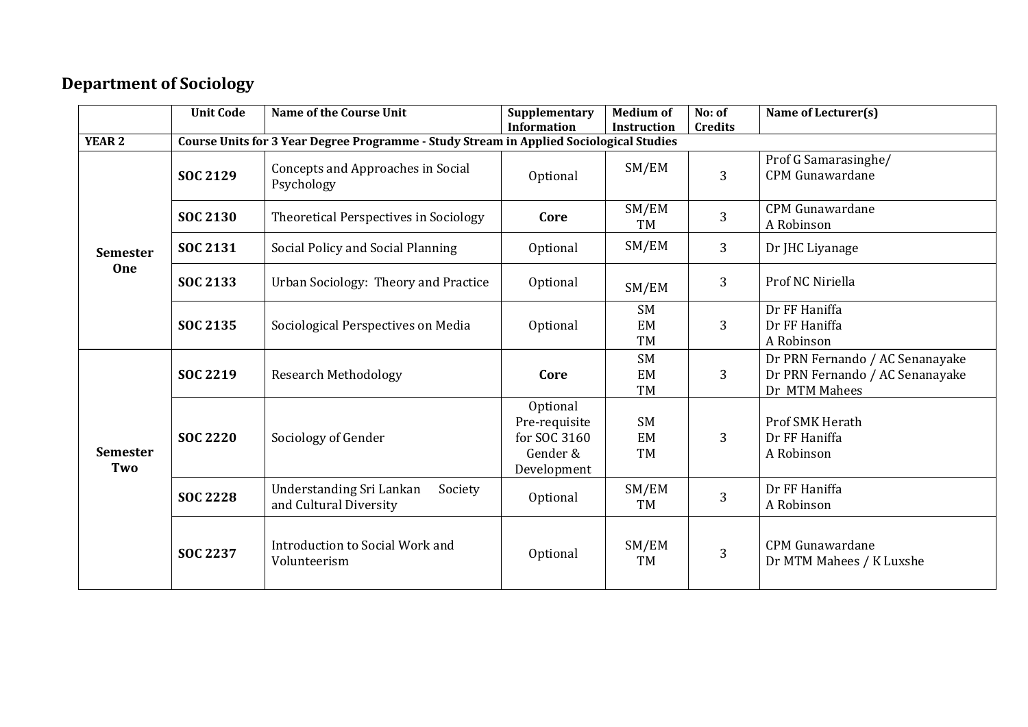## Department of Sociology

| | Unit Code | Name of the Course Unit | Supplementary Information | Medium of Instruction | No: of Credits | Name of Lecturer(s) |
|---|---|---|---|---|---|---|
| **YEAR 2** | **Course Units for 3 Year Degree Programme - Study Stream in Applied Sociological Studies** | | | | | |
| **Semester One** | **SOC 2129** | Concepts and Approaches in Social Psychology | Optional | SM/EM | 3 | Prof G Samarasinghe/ CPM Gunawardane |
| | **SOC 2130** | Theoretical Perspectives in Sociology | **Core** | SM/EM TM | 3 | CPM Gunawardane A Robinson |
| | **SOC 2131** | Social Policy and Social Planning | Optional | SM/EM | 3 | Dr JHC Liyanage |
| | **SOC 2133** | Urban Sociology: Theory and Practice | Optional | SM/EM | 3 | Prof NC Niriella |
| | **SOC 2135** | Sociological Perspectives on Media | Optional | SM EM TM | 3 | Dr FF Haniffa Dr FF Haniffa A Robinson |
| **Semester Two** | **SOC 2219** | Research Methodology | **Core** | SM EM TM | 3 | Dr PRN Fernando / AC Senanayake Dr PRN Fernando / AC Senanayake Dr MTM Mahees |
| | **SOC 2220** | Sociology of Gender | Optional Pre-requisite for SOC 3160 Gender & Development | SM EM TM | 3 | Prof SMK Herath Dr FF Haniffa A Robinson |
| | **SOC 2228** | Understanding Sri Lankan Society and Cultural Diversity | Optional | SM/EM TM | 3 | Dr FF Haniffa A Robinson |
| | **SOC 2237** | Introduction to Social Work and Volunteerism | Optional | SM/EM TM | 3 | CPM Gunawardane Dr MTM Mahees / K Luxshe |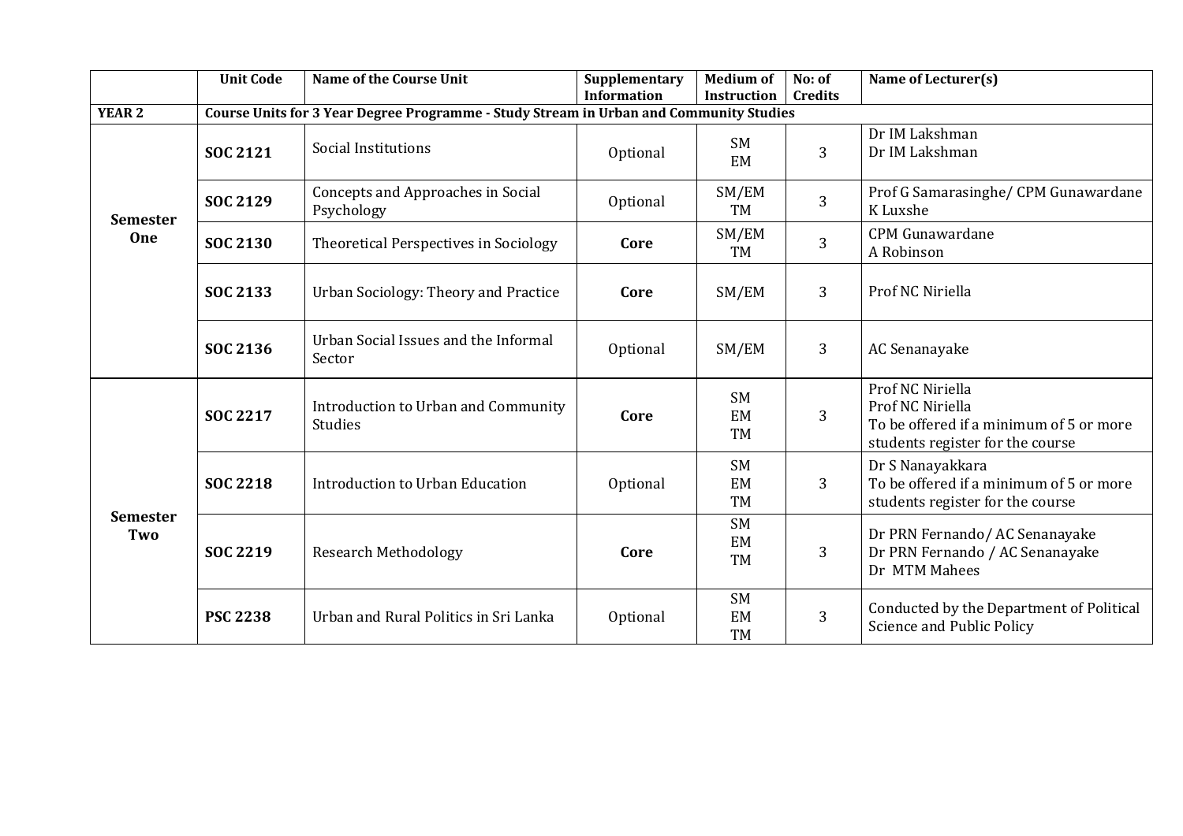| | Unit Code | Name of the Course Unit | Supplementary Information | Medium of Instruction | No: of Credits | Name of Lecturer(s) |
|---|---|---|---|---|---|---|
| **YEAR 2** | **Course Units for 3 Year Degree Programme - Study Stream in Urban and Community Studies** | | | | | |
| **Semester One** | **SOC 2121** | Social Institutions | Optional | SM<br>EM | 3 | Dr IM Lakshman<br>Dr IM Lakshman |
| | **SOC 2129** | Concepts and Approaches in Social Psychology | Optional | SM/EM<br>TM | 3 | Prof G Samarasinghe/ CPM Gunawardane<br>K Luxshe |
| | **SOC 2130** | Theoretical Perspectives in Sociology | **Core** | SM/EM<br>TM | 3 | CPM Gunawardane<br>A Robinson |
| | **SOC 2133** | Urban Sociology: Theory and Practice | **Core** | SM/EM | 3 | Prof NC Niriella |
| | **SOC 2136** | Urban Social Issues and the Informal Sector | Optional | SM/EM | 3 | AC Senanayake |
| **Semester Two** | **SOC 2217** | Introduction to Urban and Community Studies | **Core** | SM<br>EM<br>TM | 3 | Prof NC Niriella<br>Prof NC Niriella<br>To be offered if a minimum of 5 or more students register for the course |
| | **SOC 2218** | Introduction to Urban Education | Optional | SM<br>EM<br>TM | 3 | Dr S Nanayakkara<br>To be offered if a minimum of 5 or more students register for the course |
| | **SOC 2219** | Research Methodology | **Core** | SM<br>EM<br>TM | 3 | Dr PRN Fernando/ AC Senanayake<br>Dr PRN Fernando / AC Senanayake<br>Dr MTM Mahees |
| | **PSC 2238** | Urban and Rural Politics in Sri Lanka | Optional | SM<br>EM<br>TM | 3 | Conducted by the Department of Political Science and Public Policy |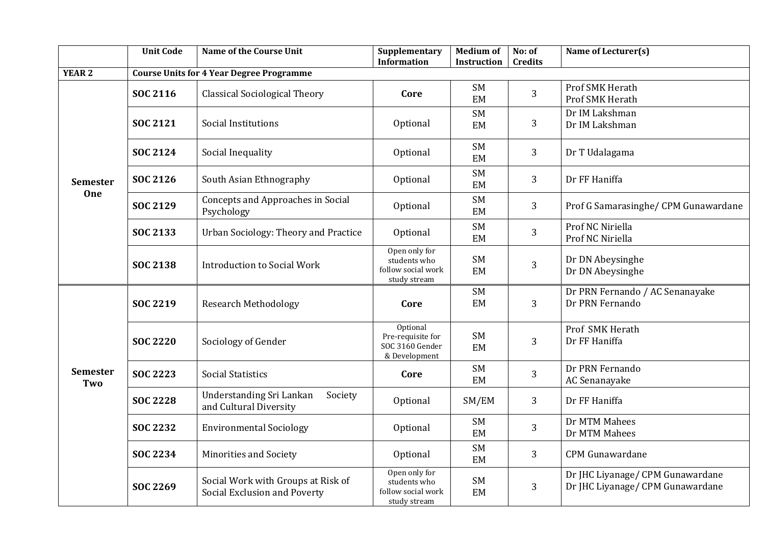| | Unit Code | Name of the Course Unit | Supplementary Information | Medium of Instruction | No: of Credits | Name of Lecturer(s) |
|---|---|---|---|---|---|---|
| **YEAR 2** | **Course Units for 4 Year Degree Programme** | | | | | |
| **Semester One** | **SOC 2116** | Classical Sociological Theory | **Core** | SM<br>EM | 3 | Prof SMK Herath<br>Prof SMK Herath |
| | **SOC 2121** | Social Institutions | Optional | SM<br>EM | 3 | Dr IM Lakshman<br>Dr IM Lakshman |
| | **SOC 2124** | Social Inequality | Optional | SM<br>EM | 3 | Dr T Udalagama |
| | **SOC 2126** | South Asian Ethnography | Optional | SM<br>EM | 3 | Dr FF Haniffa |
| | **SOC 2129** | Concepts and Approaches in Social Psychology | Optional | SM<br>EM | 3 | Prof G Samarasinghe/ CPM Gunawardane |
| | **SOC 2133** | Urban Sociology: Theory and Practice | Optional | SM<br>EM | 3 | Prof NC Niriella<br>Prof NC Niriella |
| | **SOC 2138** | Introduction to Social Work | Open only for students who follow social work study stream | SM<br>EM | 3 | Dr DN Abeysinghe<br>Dr DN Abeysinghe |
| **Semester Two** | **SOC 2219** | Research Methodology | **Core** | SM<br>EM | 3 | Dr PRN Fernando / AC Senanayake<br>Dr PRN Fernando |
| | **SOC 2220** | Sociology of Gender | Optional<br>Pre-requisite for SOC 3160 Gender & Development | SM<br>EM | 3 | Prof SMK Herath<br>Dr FF Haniffa |
| | **SOC 2223** | Social Statistics | **Core** | SM<br>EM | 3 | Dr PRN Fernando<br>AC Senanayake |
| | **SOC 2228** | Understanding Sri Lankan Society and Cultural Diversity | Optional | SM/EM | 3 | Dr FF Haniffa |
| | **SOC 2232** | Environmental Sociology | Optional | SM<br>EM | 3 | Dr MTM Mahees<br>Dr MTM Mahees |
| | **SOC 2234** | Minorities and Society | Optional | SM<br>EM | 3 | CPM Gunawardane |
| | **SOC 2269** | Social Work with Groups at Risk of Social Exclusion and Poverty | Open only for students who follow social work study stream | SM<br>EM | 3 | Dr JHC Liyanage/ CPM Gunawardane<br>Dr JHC Liyanage/ CPM Gunawardane |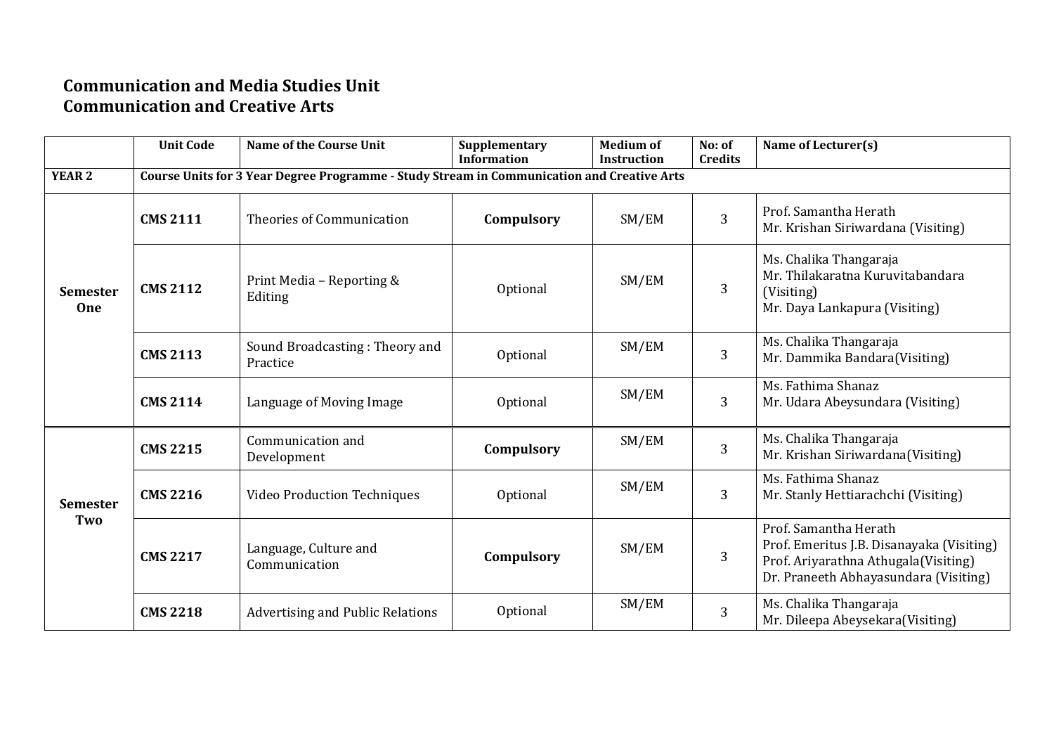**Communication and Media Studies Unit**
**Communication and Creative Arts**

| | Unit Code | Name of the Course Unit | Supplementary Information | Medium of Instruction | No: of Credits | Name of Lecturer(s) |
|---|---|---|---|---|---|---|
| **YEAR 2** | **Course Units for 3 Year Degree Programme - Study Stream in Communication and Creative Arts** | | | | | |
| **Semester One** | **CMS 2111** | Theories of Communication | **Compulsory** | SM/EM | 3 | Prof. Samantha Herath<br>Mr. Krishan Siriwardana (Visiting) |
| | **CMS 2112** | Print Media – Reporting & Editing | Optional | SM/EM | 3 | Ms. Chalika Thangaraja<br>Mr. Thilakaratna Kuruvitabandara (Visiting)<br>Mr. Daya Lankapura (Visiting) |
| | **CMS 2113** | Sound Broadcasting : Theory and Practice | Optional | SM/EM | 3 | Ms. Chalika Thangaraja<br>Mr. Dammika Bandara(Visiting) |
| | **CMS 2114** | Language of Moving Image | Optional | SM/EM | 3 | Ms. Fathima Shanaz<br>Mr. Udara Abeysundara (Visiting) |
| **Semester Two** | **CMS 2215** | Communication and Development | **Compulsory** | SM/EM | 3 | Ms. Chalika Thangaraja<br>Mr. Krishan Siriwardana(Visiting) |
| | **CMS 2216** | Video Production Techniques | Optional | SM/EM | 3 | Ms. Fathima Shanaz<br>Mr. Stanly Hettiarachchi (Visiting) |
| | **CMS 2217** | Language, Culture and Communication | **Compulsory** | SM/EM | 3 | Prof. Samantha Herath<br>Prof. Emeritus J.B. Disanayaka (Visiting)<br>Prof. Ariyarathna Athugala(Visiting)<br>Dr. Praneeth Abhayasundara (Visiting) |
| | **CMS 2218** | Advertising and Public Relations | Optional | SM/EM | 3 | Ms. Chalika Thangaraja<br>Mr. Dileepa Abeysekara(Visiting) |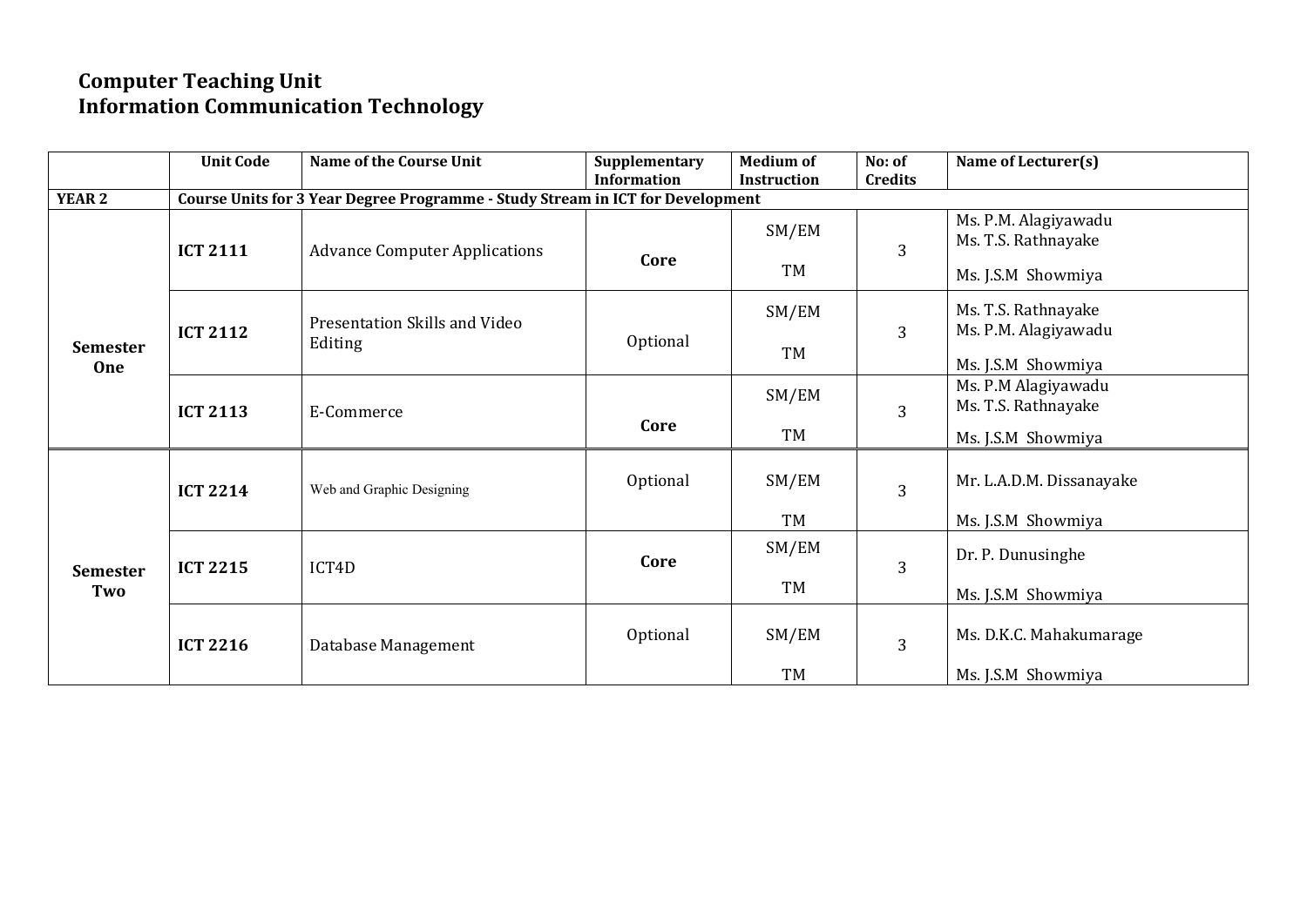**Computer Teaching Unit**
**Information Communication Technology**

| | Unit Code | Name of the Course Unit | Supplementary Information | Medium of Instruction | No: of Credits | Name of Lecturer(s) |
|---|---|---|---|---|---|---|
| **YEAR 2** | **Course Units for 3 Year Degree Programme - Study Stream in ICT for Development** | | | | | |
| **Semester One** | **ICT 2111** | Advance Computer Applications | **Core** | SM/EM<br>TM | 3 | Ms. P.M. Alagiyawadu<br>Ms. T.S. Rathnayake<br>Ms. J.S.M Showmiya |
| | **ICT 2112** | Presentation Skills and Video Editing | Optional | SM/EM<br>TM | 3 | Ms. T.S. Rathnayake<br>Ms. P.M. Alagiyawadu<br>Ms. J.S.M Showmiya |
| | **ICT 2113** | E-Commerce | **Core** | SM/EM<br>TM | 3 | Ms. P.M Alagiyawadu<br>Ms. T.S. Rathnayake<br>Ms. J.S.M Showmiya |
| **Semester Two** | **ICT 2214** | Web and Graphic Designing | Optional | SM/EM<br>TM | 3 | Mr. L.A.D.M. Dissanayake<br>Ms. J.S.M Showmiya |
| | **ICT 2215** | ICT4D | **Core** | SM/EM<br>TM | 3 | Dr. P. Dunusinghe<br>Ms. J.S.M Showmiya |
| | **ICT 2216** | Database Management | Optional | SM/EM<br>TM | 3 | Ms. D.K.C. Mahakumarage<br>Ms. J.S.M Showmiya |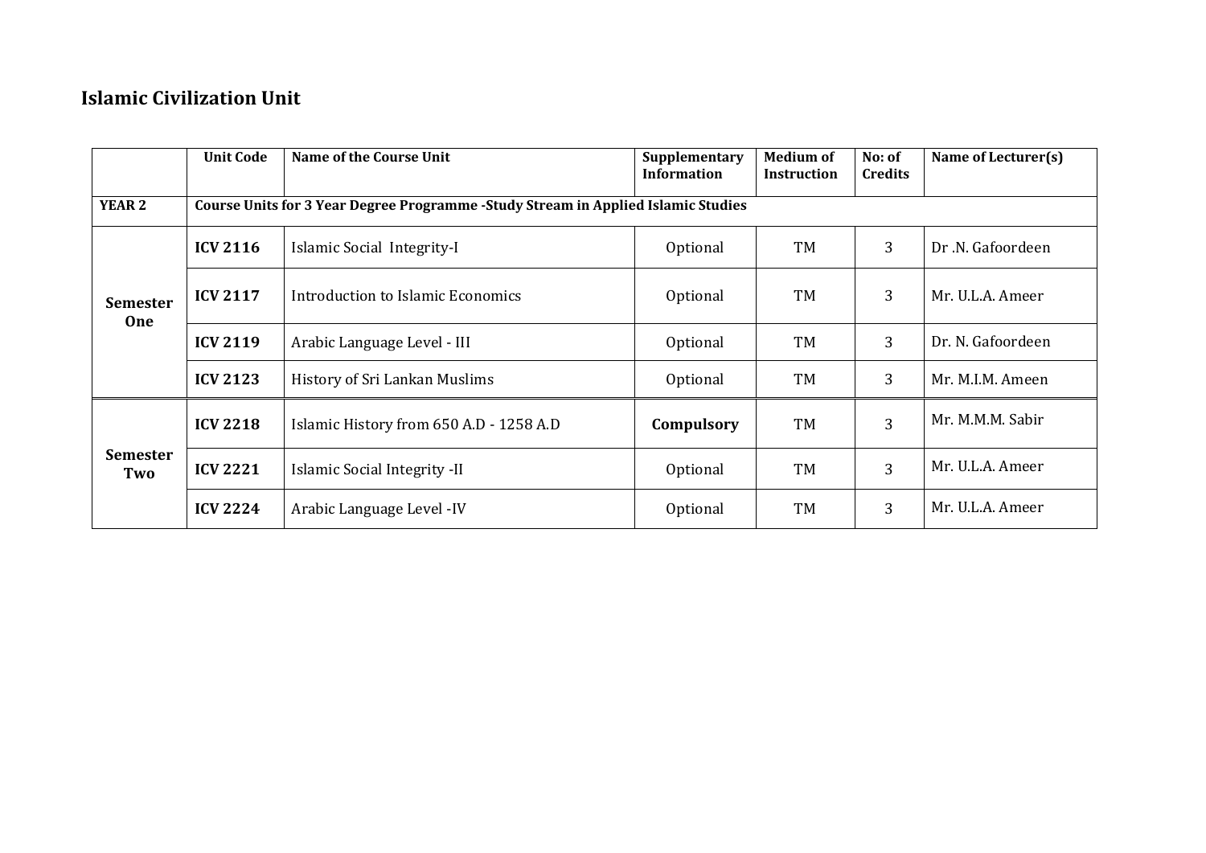## Islamic Civilization Unit

| | Unit Code | Name of the Course Unit | Supplementary Information | Medium of Instruction | No: of Credits | Name of Lecturer(s) |
|---|---|---|---|---|---|---|
| **YEAR 2** | **Course Units for 3 Year Degree Programme -Study Stream in Applied Islamic Studies** | | | | | |
| **Semester One** | **ICV 2116** | Islamic Social Integrity-I | Optional | TM | 3 | Dr .N. Gafoordeen |
| | **ICV 2117** | Introduction to Islamic Economics | Optional | TM | 3 | Mr. U.L.A. Ameer |
| | **ICV 2119** | Arabic Language Level - III | Optional | TM | 3 | Dr. N. Gafoordeen |
| | **ICV 2123** | History of Sri Lankan Muslims | Optional | TM | 3 | Mr. M.I.M. Ameen |
| **Semester Two** | **ICV 2218** | Islamic History from 650 A.D - 1258 A.D | **Compulsory** | TM | 3 | Mr. M.M.M. Sabir |
| | **ICV 2221** | Islamic Social Integrity -II | Optional | TM | 3 | Mr. U.L.A. Ameer |
| | **ICV 2224** | Arabic Language Level -IV | Optional | TM | 3 | Mr. U.L.A. Ameer |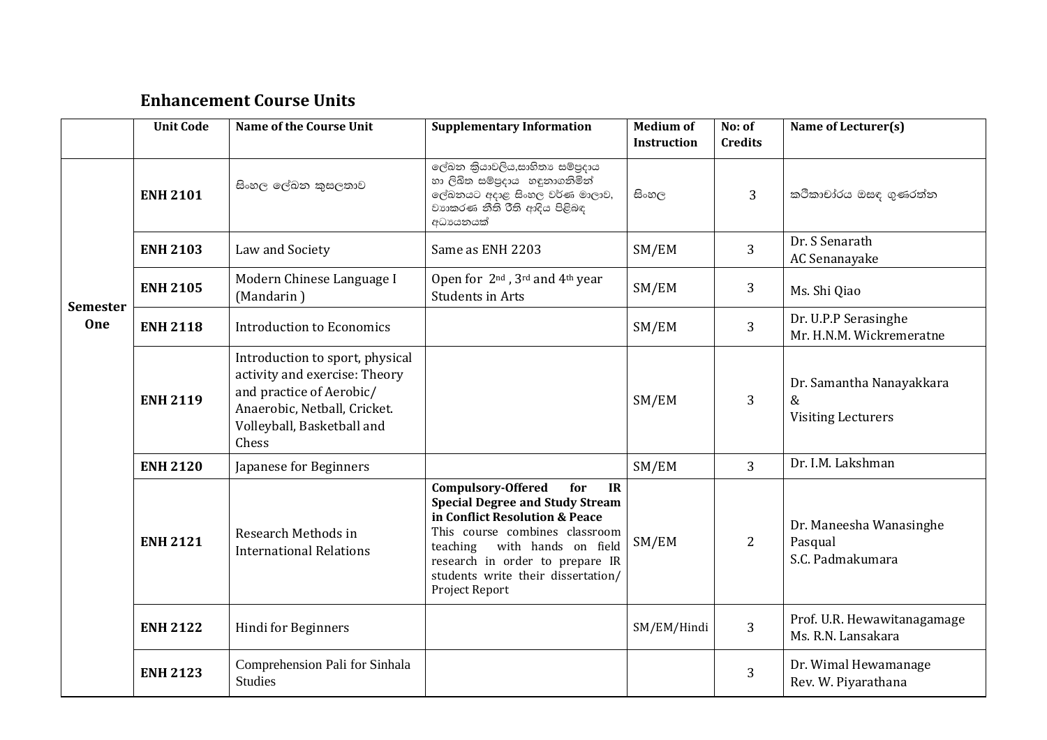## Enhancement Course Units

| | Unit Code | Name of the Course Unit | Supplementary Information | Medium of Instruction | No: of Credits | Name of Lecturer(s) |
|---|---|---|---|---|---|---|
| Semester One | **ENH 2101** | සිංහල ලේඛන කුසලතාව | ලේඛන ක්‍රියාවලිය,සාහිත්‍ය සම්ප්‍රදාය හා ලිඛිත සම්ප්‍රදාය හඳුනාගනිමින් ලේඛනයට අදාළ සිංහල වර්ණ මාලාව, ව්‍යාකරණ නීති රීති ආදිය පිළිබඳ අධ්‍යයනයක් | සිංහල | 3 | කථිකාචාර්ය ඔසඳ ගුණරත්න |
| | **ENH 2103** | Law and Society | Same as ENH 2203 | SM/EM | 3 | Dr. S Senarath<br>AC Senanayake |
| | **ENH 2105** | Modern Chinese Language I (Mandarin ) | Open for 2nd , 3rd and 4th year Students in Arts | SM/EM | 3 | Ms. Shi Qiao |
| | **ENH 2118** | Introduction to Economics | | SM/EM | 3 | Dr. U.P.P Serasinghe<br>Mr. H.N.M. Wickremeratne |
| | **ENH 2119** | Introduction to sport, physical activity and exercise: Theory and practice of Aerobic/ Anaerobic, Netball, Cricket. Volleyball, Basketball and Chess | | SM/EM | 3 | Dr. Samantha Nanayakkara<br>&<br>Visiting Lecturers |
| | **ENH 2120** | Japanese for Beginners | | SM/EM | 3 | Dr. I.M. Lakshman |
| | **ENH 2121** | Research Methods in International Relations | **Compulsory-Offered for IR Special Degree and Study Stream in Conflict Resolution & Peace**<br>This course combines classroom teaching with hands on field research in order to prepare IR students write their dissertation/ Project Report | SM/EM | 2 | Dr. Maneesha Wanasinghe Pasqual<br>S.C. Padmakumara |
| | **ENH 2122** | Hindi for Beginners | | SM/EM/Hindi | 3 | Prof. U.R. Hewawitanagamage<br>Ms. R.N. Lansakara |
| | **ENH 2123** | Comprehension Pali for Sinhala Studies | | | 3 | Dr. Wimal Hewamanage<br>Rev. W. Piyarathana |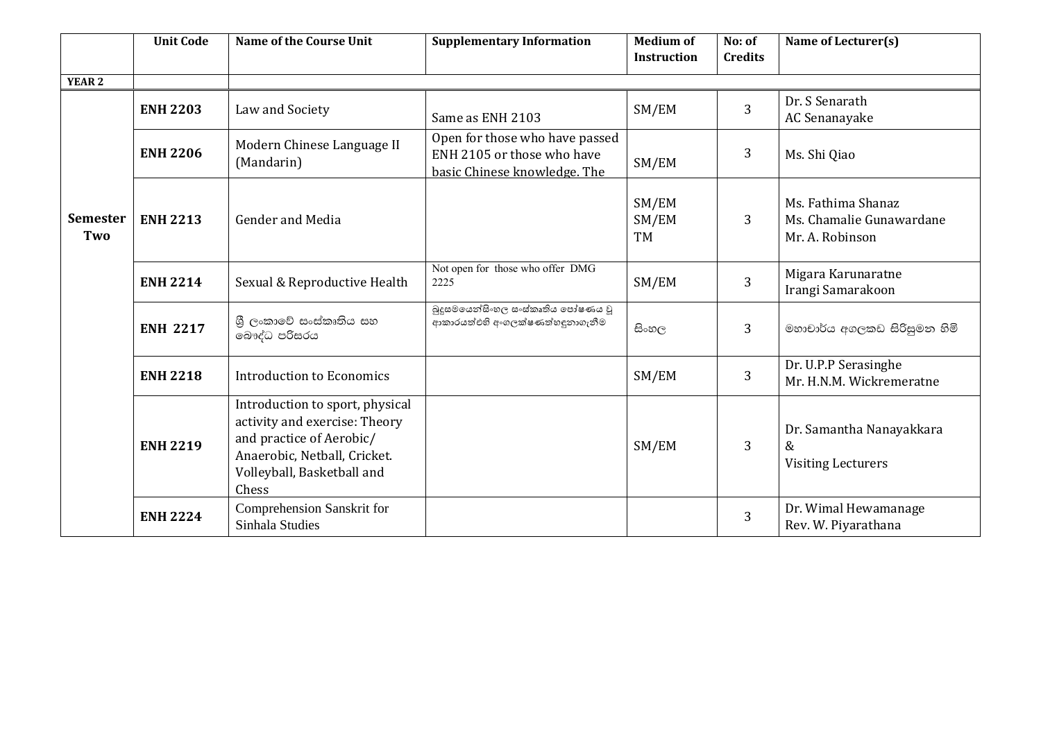| | Unit Code | Name of the Course Unit | Supplementary Information | Medium of Instruction | No: of Credits | Name of Lecturer(s) |
|---|---|---|---|---|---|---|
| **YEAR 2** | | | | | | |
| **Semester Two** | **ENH 2203** | Law and Society | Same as ENH 2103 | SM/EM | 3 | Dr. S Senarath<br>AC Senanayake |
| | **ENH 2206** | Modern Chinese Language II (Mandarin) | Open for those who have passed ENH 2105 or those who have basic Chinese knowledge. The | SM/EM | 3 | Ms. Shi Qiao |
| | **ENH 2213** | Gender and Media | | SM/EM<br>SM/EM<br>TM | 3 | Ms. Fathima Shanaz<br>Ms. Chamalie Gunawardane<br>Mr. A. Robinson |
| | **ENH 2214** | Sexual & Reproductive Health | Not open for those who offer DMG 2225 | SM/EM | 3 | Migara Karunaratne<br>Irangi Samarakoon |
| | **ENH 2217** | ශ්‍රී ලංකාවේ සංස්කෘතිය සහ බෞද්ධ පරිසරය | බුදුසමයෙන්සිංහල සංස්කෘතිය පෝෂණය වූ ආකාරයත්එහි අංගලක්ෂණත්හඳුනාගැනීම | සිංහල | 3 | මහාචාර්ය අගලකඩ සිරිසුමන හිමි |
| | **ENH 2218** | Introduction to Economics | | SM/EM | 3 | Dr. U.P.P Serasinghe<br>Mr. H.N.M. Wickremeratne |
| | **ENH 2219** | Introduction to sport, physical activity and exercise: Theory and practice of Aerobic/ Anaerobic, Netball, Cricket. Volleyball, Basketball and Chess | | SM/EM | 3 | Dr. Samantha Nanayakkara<br>&<br>Visiting Lecturers |
| | **ENH 2224** | Comprehension Sanskrit for Sinhala Studies | | | 3 | Dr. Wimal Hewamanage<br>Rev. W. Piyarathana |